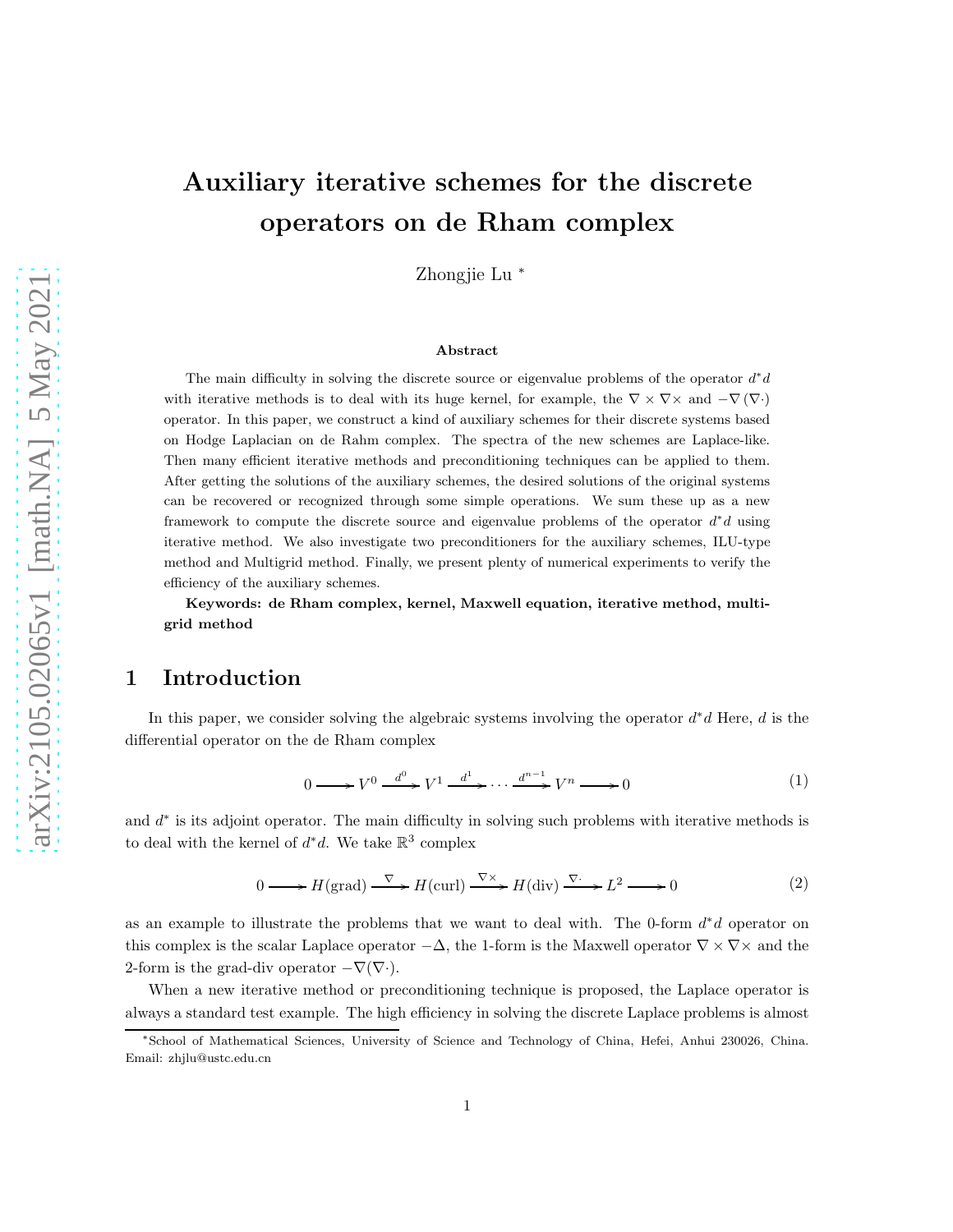# Auxiliary iterative schemes for the discrete operators on de Rham complex

Zhongjie Lu *

**Abstract**

The main difficulty in solving the discrete source or eigenvalue problems of the operator $d^*d$ with iterative methods is to deal with its huge kernel, for example, the $\nabla \times \nabla\times$ and $-\nabla(\nabla\cdot)$ operator. In this paper, we construct a kind of auxiliary schemes for their discrete systems based on Hodge Laplacian on de Rahm complex. The spectra of the new schemes are Laplace-like. Then many efficient iterative methods and preconditioning techniques can be applied to them. After getting the solutions of the auxiliary schemes, the desired solutions of the original systems can be recovered or recognized through some simple operations. We sum these up as a new framework to compute the discrete source and eigenvalue problems of the operator $d^*d$ using iterative method. We also investigate two preconditioners for the auxiliary schemes, ILU-type method and Multigrid method. Finally, we present plenty of numerical experiments to verify the efficiency of the auxiliary schemes.

**Keywords: de Rham complex, kernel, Maxwell equation, iterative method, multigrid method**

## 1 Introduction

In this paper, we consider solving the algebraic systems involving the operator $d^*d$ Here, $d$ is the differential operator on the de Rham complex

$$0 \longrightarrow V^0 \xrightarrow{d^0} V^1 \xrightarrow{d^1} \cdots \xrightarrow{d^{n-1}} V^n \longrightarrow 0 \tag{1}$$

and $d^*$ is its adjoint operator. The main difficulty in solving such problems with iterative methods is to deal with the kernel of $d^*d$. We take $\mathbb{R}^3$ complex

$$0 \longrightarrow H(\text{grad}) \xrightarrow{\nabla} H(\text{curl}) \xrightarrow{\nabla\times} H(\text{div}) \xrightarrow{\nabla\cdot} L^2 \longrightarrow 0 \tag{2}$$

as an example to illustrate the problems that we want to deal with. The 0-form $d^*d$ operator on this complex is the scalar Laplace operator $-\Delta$, the 1-form is the Maxwell operator $\nabla \times \nabla\times$ and the 2-form is the grad-div operator $-\nabla(\nabla\cdot)$.

When a new iterative method or preconditioning technique is proposed, the Laplace operator is always a standard test example. The high efficiency in solving the discrete Laplace problems is almost

*School of Mathematical Sciences, University of Science and Technology of China, Hefei, Anhui 230026, China. Email: zhjlu@ustc.edu.cn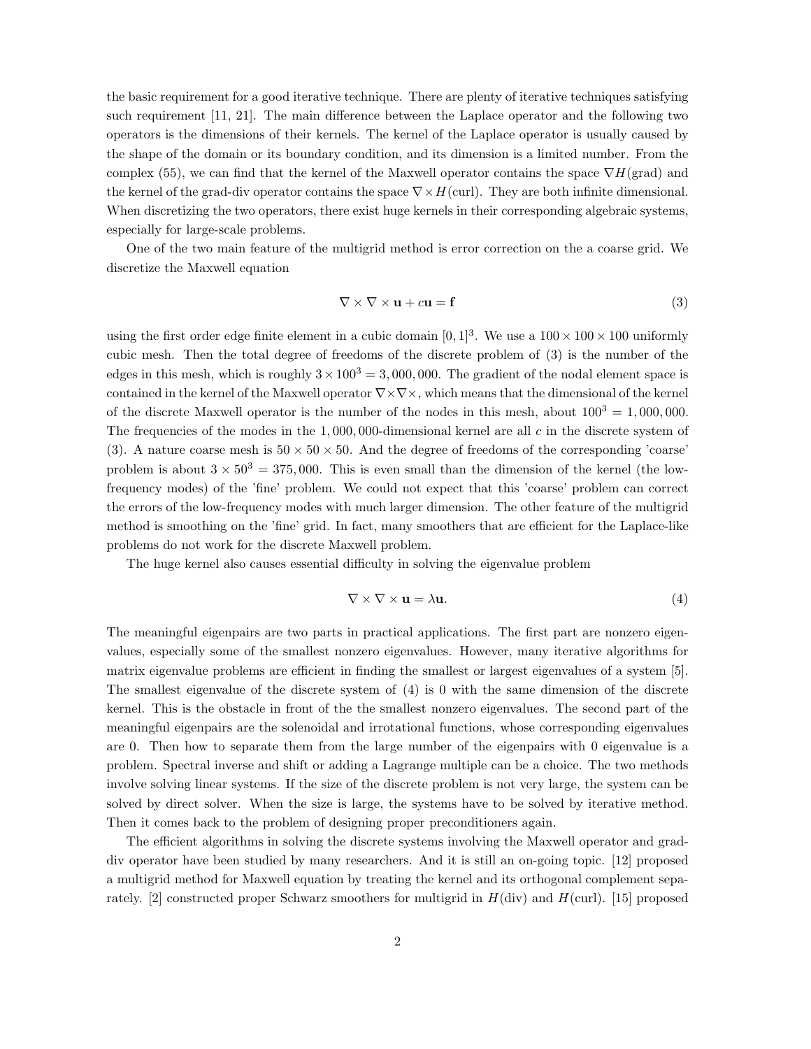the basic requirement for a good iterative technique. There are plenty of iterative techniques satisfying such requirement [11, 21]. The main difference between the Laplace operator and the following two operators is the dimensions of their kernels. The kernel of the Laplace operator is usually caused by the shape of the domain or its boundary condition, and its dimension is a limited number. From the complex (55), we can find that the kernel of the Maxwell operator contains the space $\nabla H(\text{grad})$ and the kernel of the grad-div operator contains the space $\nabla\times H(\text{curl})$. They are both infinite dimensional. When discretizing the two operators, there exist huge kernels in their corresponding algebraic systems, especially for large-scale problems.

One of the two main feature of the multigrid method is error correction on the a coarse grid. We discretize the Maxwell equation

$$\nabla\times\nabla\times\mathbf{u}+c\mathbf{u}=\mathbf{f} \tag{3}$$

using the first order edge finite element in a cubic domain $[0,1]^3$. We use a $100\times100\times100$ uniformly cubic mesh. Then the total degree of freedoms of the discrete problem of (3) is the number of the edges in this mesh, which is roughly $3\times100^3=3,000,000$. The gradient of the nodal element space is contained in the kernel of the Maxwell operator $\nabla\times\nabla\times$, which means that the dimensional of the kernel of the discrete Maxwell operator is the number of the nodes in this mesh, about $100^3=1,000,000$. The frequencies of the modes in the $1,000,000$-dimensional kernel are all $c$ in the discrete system of (3). A nature coarse mesh is $50\times50\times50$. And the degree of freedoms of the corresponding 'coarse' problem is about $3\times50^3=375,000$. This is even small than the dimension of the kernel (the low-frequency modes) of the 'fine' problem. We could not expect that this 'coarse' problem can correct the errors of the low-frequency modes with much larger dimension. The other feature of the multigrid method is smoothing on the 'fine' grid. In fact, many smoothers that are efficient for the Laplace-like problems do not work for the discrete Maxwell problem.

The huge kernel also causes essential difficulty in solving the eigenvalue problem

$$\nabla\times\nabla\times\mathbf{u}=\lambda\mathbf{u}. \tag{4}$$

The meaningful eigenpairs are two parts in practical applications. The first part are nonzero eigenvalues, especially some of the smallest nonzero eigenvalues. However, many iterative algorithms for matrix eigenvalue problems are efficient in finding the smallest or largest eigenvalues of a system [5]. The smallest eigenvalue of the discrete system of (4) is 0 with the same dimension of the discrete kernel. This is the obstacle in front of the the smallest nonzero eigenvalues. The second part of the meaningful eigenpairs are the solenoidal and irrotational functions, whose corresponding eigenvalues are 0. Then how to separate them from the large number of the eigenpairs with 0 eigenvalue is a problem. Spectral inverse and shift or adding a Lagrange multiple can be a choice. The two methods involve solving linear systems. If the size of the discrete problem is not very large, the system can be solved by direct solver. When the size is large, the systems have to be solved by iterative method. Then it comes back to the problem of designing proper preconditioners again.

The efficient algorithms in solving the discrete systems involving the Maxwell operator and grad-div operator have been studied by many researchers. And it is still an on-going topic. [12] proposed a multigrid method for Maxwell equation by treating the kernel and its orthogonal complement separately. [2] constructed proper Schwarz smoothers for multigrid in $H(\text{div})$ and $H(\text{curl})$. [15] proposed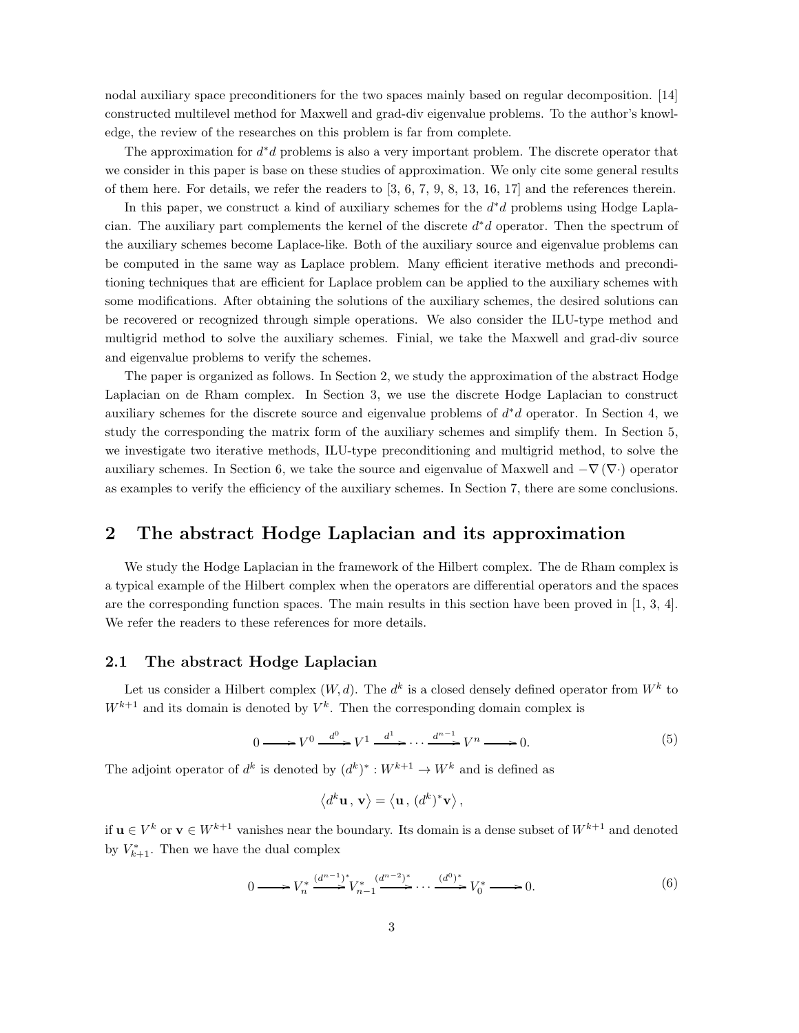nodal auxiliary space preconditioners for the two spaces mainly based on regular decomposition. [14] constructed multilevel method for Maxwell and grad-div eigenvalue problems. To the author's knowledge, the review of the researches on this problem is far from complete.

The approximation for $d^*d$ problems is also a very important problem. The discrete operator that we consider in this paper is base on these studies of approximation. We only cite some general results of them here. For details, we refer the readers to [3, 6, 7, 9, 8, 13, 16, 17] and the references therein.

In this paper, we construct a kind of auxiliary schemes for the $d^*d$ problems using Hodge Laplacian. The auxiliary part complements the kernel of the discrete $d^*d$ operator. Then the spectrum of the auxiliary schemes become Laplace-like. Both of the auxiliary source and eigenvalue problems can be computed in the same way as Laplace problem. Many efficient iterative methods and preconditioning techniques that are efficient for Laplace problem can be applied to the auxiliary schemes with some modifications. After obtaining the solutions of the auxiliary schemes, the desired solutions can be recovered or recognized through simple operations. We also consider the ILU-type method and multigrid method to solve the auxiliary schemes. Finial, we take the Maxwell and grad-div source and eigenvalue problems to verify the schemes.

The paper is organized as follows. In Section 2, we study the approximation of the abstract Hodge Laplacian on de Rham complex. In Section 3, we use the discrete Hodge Laplacian to construct auxiliary schemes for the discrete source and eigenvalue problems of $d^*d$ operator. In Section 4, we study the corresponding the matrix form of the auxiliary schemes and simplify them. In Section 5, we investigate two iterative methods, ILU-type preconditioning and multigrid method, to solve the auxiliary schemes. In Section 6, we take the source and eigenvalue of Maxwell and $-\nabla(\nabla\cdot)$ operator as examples to verify the efficiency of the auxiliary schemes. In Section 7, there are some conclusions.

# 2 The abstract Hodge Laplacian and its approximation

We study the Hodge Laplacian in the framework of the Hilbert complex. The de Rham complex is a typical example of the Hilbert complex when the operators are differential operators and the spaces are the corresponding function spaces. The main results in this section have been proved in [1, 3, 4]. We refer the readers to these references for more details.

## 2.1 The abstract Hodge Laplacian

Let us consider a Hilbert complex $(W, d)$. The $d^k$ is a closed densely defined operator from $W^k$ to $W^{k+1}$ and its domain is denoted by $V^k$. Then the corresponding domain complex is

$$0 \longrightarrow V^0 \xrightarrow{d^0} V^1 \xrightarrow{d^1} \cdots \xrightarrow{d^{n-1}} V^n \longrightarrow 0. \tag{5}$$

The adjoint operator of $d^k$ is denoted by $(d^k)^* : W^{k+1} \to W^k$ and is defined as

$$\left\langle d^k \mathbf{u}\,,\, \mathbf{v} \right\rangle = \left\langle \mathbf{u}\,,\, (d^k)^* \mathbf{v} \right\rangle,$$

if $\mathbf{u} \in V^k$ or $\mathbf{v} \in W^{k+1}$ vanishes near the boundary. Its domain is a dense subset of $W^{k+1}$ and denoted by $V^*_{k+1}$. Then we have the dual complex

$$0 \longrightarrow V^*_n \xrightarrow{(d^{n-1})^*} V^*_{n-1} \xrightarrow{(d^{n-2})^*} \cdots \xrightarrow{(d^0)^*} V^*_0 \longrightarrow 0. \tag{6}$$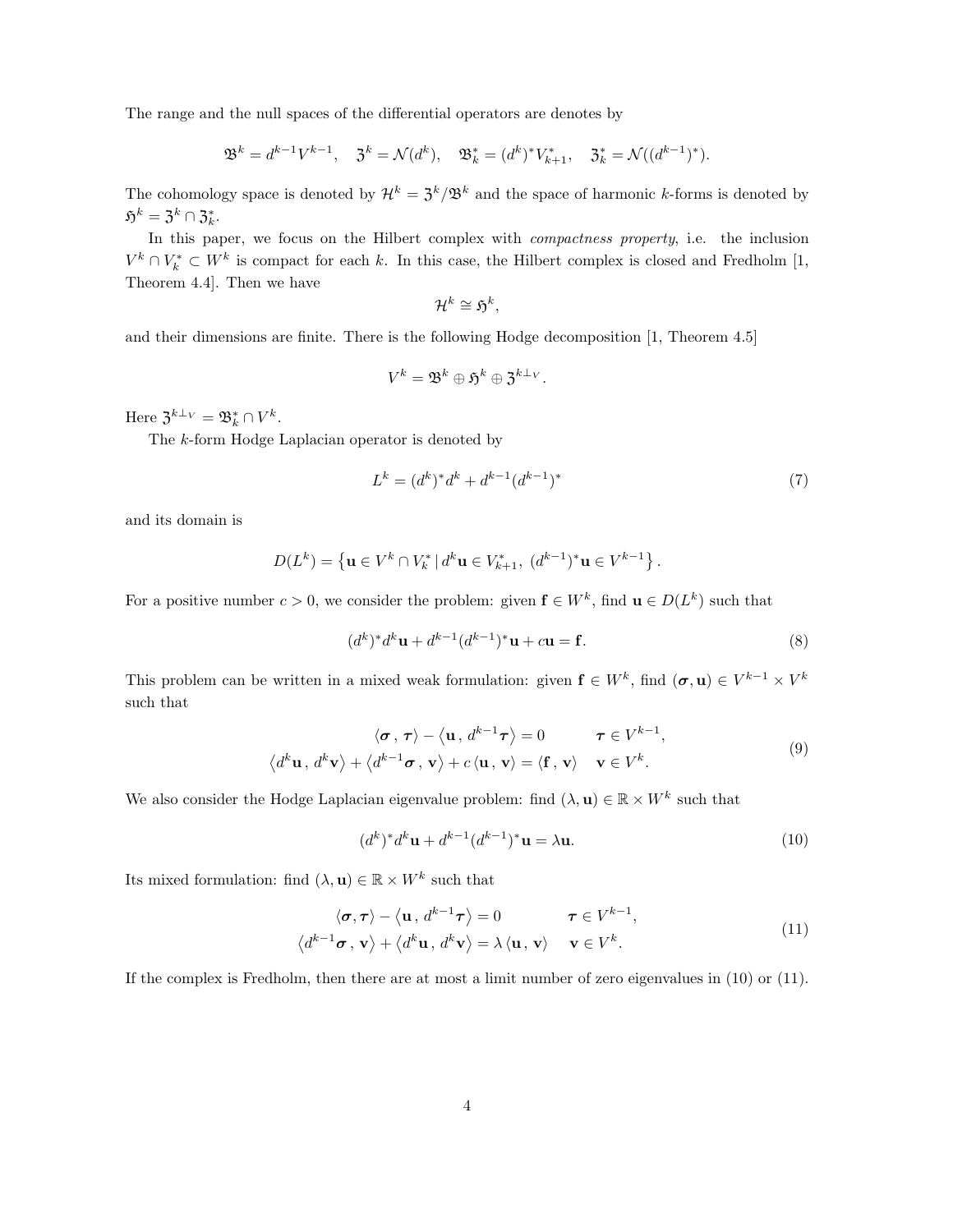The range and the null spaces of the differential operators are denotes by

$$\mathfrak{B}^k = d^{k-1}V^{k-1}, \quad \mathfrak{Z}^k = \mathcal{N}(d^k), \quad \mathfrak{B}_k^* = (d^k)^* V_{k+1}^*, \quad \mathfrak{Z}_k^* = \mathcal{N}((d^{k-1})^*).$$

The cohomology space is denoted by $\mathcal{H}^k = \mathfrak{Z}^k / \mathfrak{B}^k$ and the space of harmonic $k$-forms is denoted by $\mathfrak{H}^k = \mathfrak{Z}^k \cap \mathfrak{Z}_k^*$.

In this paper, we focus on the Hilbert complex with *compactness property*, i.e. the inclusion $V^k \cap V_k^* \subset W^k$ is compact for each $k$. In this case, the Hilbert complex is closed and Fredholm [1, Theorem 4.4]. Then we have

$$\mathcal{H}^k \cong \mathfrak{H}^k,$$

and their dimensions are finite. There is the following Hodge decomposition [1, Theorem 4.5]

$$V^k = \mathfrak{B}^k \oplus \mathfrak{H}^k \oplus \mathfrak{Z}^{k\perp_V}.$$

Here $\mathfrak{Z}^{k\perp_V} = \mathfrak{B}_k^* \cap V^k$.

The $k$-form Hodge Laplacian operator is denoted by

$$L^k = (d^k)^* d^k + d^{k-1}(d^{k-1})^* \tag{7}$$

and its domain is

$$D(L^k) = \left\{ \mathbf{u} \in V^k \cap V_k^* \,|\, d^k \mathbf{u} \in V_{k+1}^*, \ (d^{k-1})^* \mathbf{u} \in V^{k-1} \right\}.$$

For a positive number $c > 0$, we consider the problem: given $\mathbf{f} \in W^k$, find $\mathbf{u} \in D(L^k)$ such that

$$(d^k)^* d^k \mathbf{u} + d^{k-1}(d^{k-1})^* \mathbf{u} + c\mathbf{u} = \mathbf{f}. \tag{8}$$

This problem can be written in a mixed weak formulation: given $\mathbf{f} \in W^k$, find $(\boldsymbol{\sigma}, \mathbf{u}) \in V^{k-1} \times V^k$ such that

$$\begin{aligned} \langle \boldsymbol{\sigma} \,,\, \boldsymbol{\tau} \rangle - \left\langle \mathbf{u} \,,\, d^{k-1}\boldsymbol{\tau} \right\rangle &= 0 \qquad\quad \boldsymbol{\tau} \in V^{k-1}, \\ \left\langle d^k \mathbf{u} \,,\, d^k \mathbf{v} \right\rangle + \left\langle d^{k-1}\boldsymbol{\sigma} \,,\, \mathbf{v} \right\rangle + c \left\langle \mathbf{u} \,,\, \mathbf{v} \right\rangle &= \langle \mathbf{f} \,,\, \mathbf{v} \rangle \quad \ \mathbf{v} \in V^k. \end{aligned} \tag{9}$$

We also consider the Hodge Laplacian eigenvalue problem: find $(\lambda, \mathbf{u}) \in \mathbb{R} \times W^k$ such that

$$(d^k)^* d^k \mathbf{u} + d^{k-1}(d^{k-1})^* \mathbf{u} = \lambda \mathbf{u}. \tag{10}$$

Its mixed formulation: find $(\lambda, \mathbf{u}) \in \mathbb{R} \times W^k$ such that

$$\begin{aligned} \langle \boldsymbol{\sigma}, \boldsymbol{\tau} \rangle - \left\langle \mathbf{u} \,,\, d^{k-1}\boldsymbol{\tau} \right\rangle &= 0 \qquad\qquad \boldsymbol{\tau} \in V^{k-1}, \\ \left\langle d^{k-1}\boldsymbol{\sigma} \,,\, \mathbf{v} \right\rangle + \left\langle d^k \mathbf{u} \,,\, d^k \mathbf{v} \right\rangle &= \lambda \left\langle \mathbf{u} \,,\, \mathbf{v} \right\rangle \quad \ \mathbf{v} \in V^k. \end{aligned} \tag{11}$$

If the complex is Fredholm, then there are at most a limit number of zero eigenvalues in (10) or (11).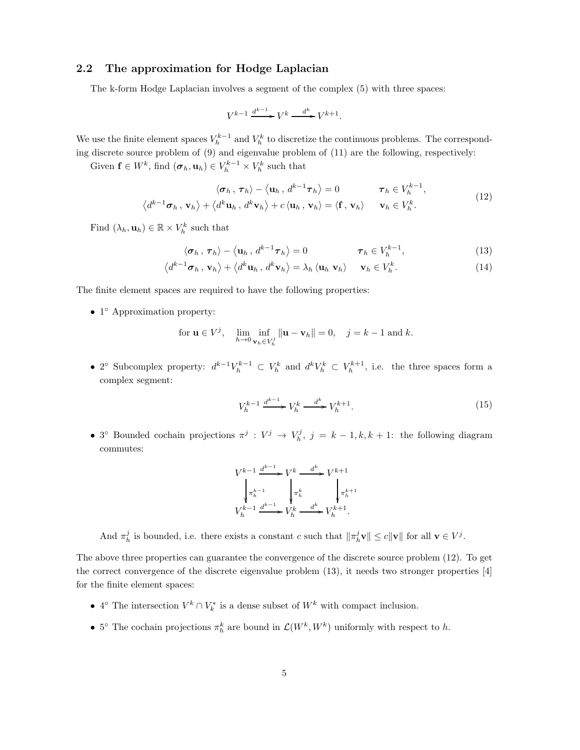## 2.2 The approximation for Hodge Laplacian

The k-form Hodge Laplacian involves a segment of the complex (5) with three spaces:

$$V^{k-1} \xrightarrow{d^{k-1}} V^k \xrightarrow{d^k} V^{k+1}.$$

We use the finite element spaces $V_h^{k-1}$ and $V_h^k$ to discretize the continuous problems. The corresponding discrete source problem of (9) and eigenvalue problem of (11) are the following, respectively:

Given $\mathbf{f} \in W^k$, find $(\boldsymbol{\sigma}_h, \mathbf{u}_h) \in V_h^{k-1} \times V_h^k$ such that

$$\begin{aligned} \langle \boldsymbol{\sigma}_h \,,\, \boldsymbol{\tau}_h \rangle - \langle \mathbf{u}_h \,,\, d^{k-1}\boldsymbol{\tau}_h \rangle &= 0 \qquad\qquad \boldsymbol{\tau}_h \in V_h^{k-1}, \\ \langle d^{k-1}\boldsymbol{\sigma}_h \,,\, \mathbf{v}_h \rangle + \langle d^k \mathbf{u}_h \,,\, d^k \mathbf{v}_h \rangle + c\, \langle \mathbf{u}_h \,,\, \mathbf{v}_h \rangle &= \langle \mathbf{f} \,,\, \mathbf{v}_h \rangle \qquad \mathbf{v}_h \in V_h^k. \end{aligned} \tag{12}$$

Find $(\lambda_h, \mathbf{u}_h) \in \mathbb{R} \times V_h^k$ such that

$$\langle \boldsymbol{\sigma}_h \,,\, \boldsymbol{\tau}_h \rangle - \langle \mathbf{u}_h \,,\, d^{k-1}\boldsymbol{\tau}_h \rangle = 0 \qquad\qquad \boldsymbol{\tau}_h \in V_h^{k-1}, \tag{13}$$

$$\langle d^{k-1}\boldsymbol{\sigma}_h \,,\, \mathbf{v}_h \rangle + \langle d^k \mathbf{u}_h \,,\, d^k \mathbf{v}_h \rangle = \lambda_h \langle \mathbf{u}_h \ \mathbf{v}_h \rangle \qquad \mathbf{v}_h \in V_h^k. \tag{14}$$

The finite element spaces are required to have the following properties:

- 1° Approximation property:

$$\text{for } \mathbf{u} \in V^j, \quad \lim_{h\to 0} \inf_{\mathbf{v}_h \in V_h^j} \|\mathbf{u} - \mathbf{v}_h\| = 0, \quad j = k-1 \text{ and } k.$$

- 2° Subcomplex property: $d^{k-1}V_h^{k-1} \subset V_h^k$ and $d^k V_h^k \subset V_h^{k+1}$, i.e. the three spaces form a complex segment:

$$V_h^{k-1} \xrightarrow{d^{k-1}} V_h^k \xrightarrow{d^k} V_h^{k+1}. \tag{15}$$

- 3° Bounded cochain projections $\pi^j : V^j \to V_h^j$, $j = k-1, k, k+1$: the following diagram commutes:

$$\begin{array}{ccccc} V^{k-1} & \xrightarrow{d^{k-1}} & V^k & \xrightarrow{d^k} & V^{k+1} \\ \Big\downarrow \pi_h^{k-1} & & \Big\downarrow \pi_h^k & & \Big\downarrow \pi_h^{k+1} \\ V_h^{k-1} & \xrightarrow{d^{k-1}} & V_h^k & \xrightarrow{d^k} & V_h^{k+1}. \end{array}$$

  And $\pi_h^j$ is bounded, i.e. there exists a constant $c$ such that $\|\pi_h^j \mathbf{v}\| \le c\|\mathbf{v}\|$ for all $\mathbf{v} \in V^j$.

The above three properties can guarantee the convergence of the discrete source problem (12). To get the correct convergence of the discrete eigenvalue problem (13), it needs two stronger properties [4] for the finite element spaces:

- 4° The intersection $V^k \cap V_k^*$ is a dense subset of $W^k$ with compact inclusion.
- 5° The cochain projections $\pi_h^k$ are bound in $\mathcal{L}(W^k, W^k)$ uniformly with respect to $h$.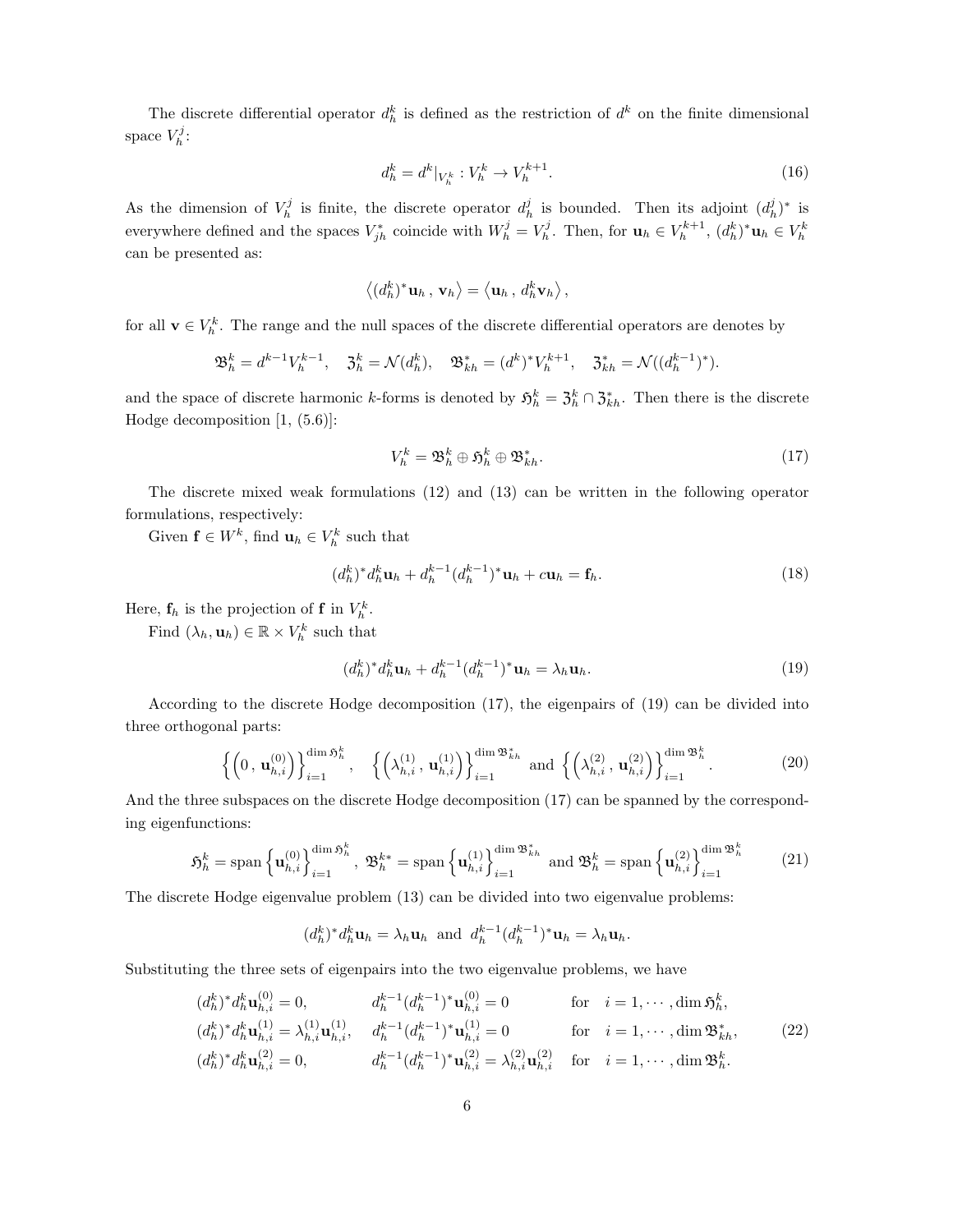The discrete differential operator $d_h^k$ is defined as the restriction of $d^k$ on the finite dimensional space $V_h^j$:

$$d_h^k = d^k|_{V_h^k} : V_h^k \to V_h^{k+1}. \tag{16}$$

As the dimension of $V_h^j$ is finite, the discrete operator $d_h^j$ is bounded. Then its adjoint $(d_h^j)^*$ is everywhere defined and the spaces $V_{jh}^*$ coincide with $W_h^j = V_h^j$. Then, for $\mathbf{u}_h \in V_h^{k+1}$, $(d_h^k)^*\mathbf{u}_h \in V_h^k$ can be presented as:

$$\left\langle (d_h^k)^*\mathbf{u}_h \, , \, \mathbf{v}_h \right\rangle = \left\langle \mathbf{u}_h \, , \, d_h^k \mathbf{v}_h \right\rangle,$$

for all $\mathbf{v} \in V_h^k$. The range and the null spaces of the discrete differential operators are denotes by

$$\mathfrak{B}_h^k = d^{k-1}V_h^{k-1}, \quad \mathfrak{Z}_h^k = \mathcal{N}(d_h^k), \quad \mathfrak{B}_{kh}^* = (d^k)^*V_h^{k+1}, \quad \mathfrak{Z}_{kh}^* = \mathcal{N}((d_h^{k-1})^*).$$

and the space of discrete harmonic $k$-forms is denoted by $\mathfrak{H}_h^k = \mathfrak{Z}_h^k \cap \mathfrak{Z}_{kh}^*$. Then there is the discrete Hodge decomposition [1, (5.6)]:

$$V_h^k = \mathfrak{B}_h^k \oplus \mathfrak{H}_h^k \oplus \mathfrak{B}_{kh}^*. \tag{17}$$

The discrete mixed weak formulations (12) and (13) can be written in the following operator formulations, respectively:

Given $\mathbf{f} \in W^k$, find $\mathbf{u}_h \in V_h^k$ such that

$$(d_h^k)^* d_h^k \mathbf{u}_h + d_h^{k-1}(d_h^{k-1})^*\mathbf{u}_h + c\mathbf{u}_h = \mathbf{f}_h. \tag{18}$$

Here, $\mathbf{f}_h$ is the projection of $\mathbf{f}$ in $V_h^k$.

Find $(\lambda_h, \mathbf{u}_h) \in \mathbb{R} \times V_h^k$ such that

$$(d_h^k)^* d_h^k \mathbf{u}_h + d_h^{k-1}(d_h^{k-1})^*\mathbf{u}_h = \lambda_h \mathbf{u}_h. \tag{19}$$

According to the discrete Hodge decomposition (17), the eigenpairs of (19) can be divided into three orthogonal parts:

$$\left\{ \left(0 \, , \, \mathbf{u}_{h,i}^{(0)}\right) \right\}_{i=1}^{\dim \mathfrak{H}_h^k}, \quad \left\{ \left(\lambda_{h,i}^{(1)} \, , \, \mathbf{u}_{h,i}^{(1)}\right) \right\}_{i=1}^{\dim \mathfrak{B}_{kh}^*} \text{ and } \left\{ \left(\lambda_{h,i}^{(2)} \, , \, \mathbf{u}_{h,i}^{(2)}\right) \right\}_{i=1}^{\dim \mathfrak{B}_h^k}. \tag{20}$$

And the three subspaces on the discrete Hodge decomposition (17) can be spanned by the corresponding eigenfunctions:

$$\mathfrak{H}_h^k = \operatorname{span}\left\{\mathbf{u}_{h,i}^{(0)}\right\}_{i=1}^{\dim \mathfrak{H}_h^k}, \ \mathfrak{B}_h^{k*} = \operatorname{span}\left\{\mathbf{u}_{h,i}^{(1)}\right\}_{i=1}^{\dim \mathfrak{B}_{kh}^*} \text{ and } \mathfrak{B}_h^k = \operatorname{span}\left\{\mathbf{u}_{h,i}^{(2)}\right\}_{i=1}^{\dim \mathfrak{B}_h^k} \tag{21}$$

The discrete Hodge eigenvalue problem (13) can be divided into two eigenvalue problems:

$$(d_h^k)^* d_h^k \mathbf{u}_h = \lambda_h \mathbf{u}_h \text{ and } d_h^{k-1}(d_h^{k-1})^*\mathbf{u}_h = \lambda_h \mathbf{u}_h.$$

Substituting the three sets of eigenpairs into the two eigenvalue problems, we have

$$\begin{aligned}
&(d_h^k)^* d_h^k \mathbf{u}_{h,i}^{(0)} = 0, && d_h^{k-1}(d_h^{k-1})^*\mathbf{u}_{h,i}^{(0)} = 0 && \text{for} \quad i = 1, \cdots, \dim \mathfrak{H}_h^k, \\
&(d_h^k)^* d_h^k \mathbf{u}_{h,i}^{(1)} = \lambda_{h,i}^{(1)}\mathbf{u}_{h,i}^{(1)}, && d_h^{k-1}(d_h^{k-1})^*\mathbf{u}_{h,i}^{(1)} = 0 && \text{for} \quad i = 1, \cdots, \dim \mathfrak{B}_{kh}^*, \\
&(d_h^k)^* d_h^k \mathbf{u}_{h,i}^{(2)} = 0, && d_h^{k-1}(d_h^{k-1})^*\mathbf{u}_{h,i}^{(2)} = \lambda_{h,i}^{(2)}\mathbf{u}_{h,i}^{(2)} && \text{for} \quad i = 1, \cdots, \dim \mathfrak{B}_h^k.
\end{aligned} \tag{22}$$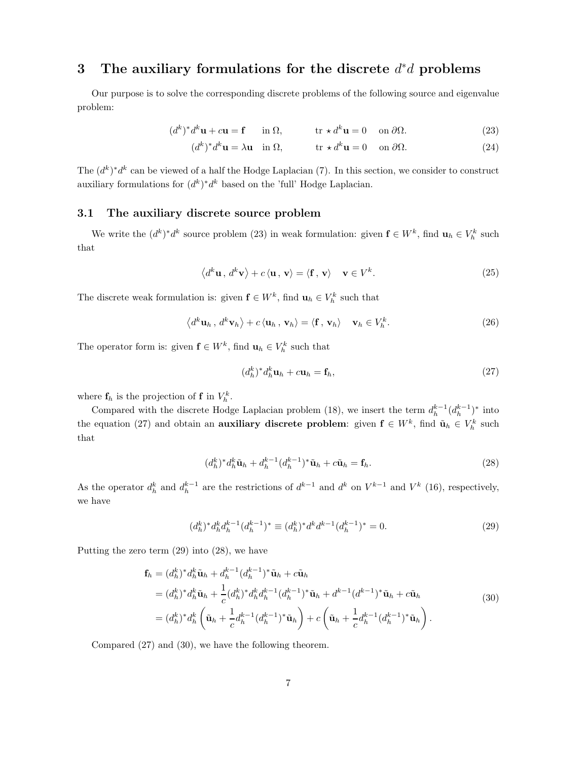## 3 The auxiliary formulations for the discrete $d^*d$ problems

Our purpose is to solve the corresponding discrete problems of the following source and eigenvalue problem:

$$(d^k)^* d^k \mathbf{u} + c\mathbf{u} = \mathbf{f} \quad \text{in } \Omega, \qquad \text{tr} \star d^k \mathbf{u} = 0 \quad \text{on } \partial\Omega. \tag{23}$$

$$(d^k)^* d^k \mathbf{u} = \lambda \mathbf{u} \quad \text{in } \Omega, \qquad \text{tr} \star d^k \mathbf{u} = 0 \quad \text{on } \partial\Omega. \tag{24}$$

The $(d^k)^* d^k$ can be viewed of a half the Hodge Laplacian (7). In this section, we consider to construct auxiliary formulations for $(d^k)^* d^k$ based on the 'full' Hodge Laplacian.

### 3.1 The auxiliary discrete source problem

We write the $(d^k)^* d^k$ source problem (23) in weak formulation: given $\mathbf{f} \in W^k$, find $\mathbf{u}_h \in V_h^k$ such that

$$\left\langle d^k \mathbf{u} \, , \, d^k \mathbf{v} \right\rangle + c \left\langle \mathbf{u} \, , \, \mathbf{v} \right\rangle = \left\langle \mathbf{f} \, , \, \mathbf{v} \right\rangle \quad \mathbf{v} \in V^k. \tag{25}$$

The discrete weak formulation is: given $\mathbf{f} \in W^k$, find $\mathbf{u}_h \in V_h^k$ such that

$$\left\langle d^k \mathbf{u}_h \, , \, d^k \mathbf{v}_h \right\rangle + c \left\langle \mathbf{u}_h \, , \, \mathbf{v}_h \right\rangle = \left\langle \mathbf{f} \, , \, \mathbf{v}_h \right\rangle \quad \mathbf{v}_h \in V_h^k. \tag{26}$$

The operator form is: given $\mathbf{f} \in W^k$, find $\mathbf{u}_h \in V_h^k$ such that

$$(d_h^k)^* d_h^k \mathbf{u}_h + c\mathbf{u}_h = \mathbf{f}_h, \tag{27}$$

where $\mathbf{f}_h$ is the projection of $\mathbf{f}$ in $V_h^k$.

Compared with the discrete Hodge Laplacian problem (18), we insert the term $d_h^{k-1}(d_h^{k-1})^*$ into the equation (27) and obtain an **auxiliary discrete problem**: given $\mathbf{f} \in W^k$, find $\tilde{\mathbf{u}}_h \in V_h^k$ such that

$$(d_h^k)^* d_h^k \tilde{\mathbf{u}}_h + d_h^{k-1}(d_h^{k-1})^* \tilde{\mathbf{u}}_h + c\tilde{\mathbf{u}}_h = \mathbf{f}_h. \tag{28}$$

As the operator $d_h^k$ and $d_h^{k-1}$ are the restrictions of $d^{k-1}$ and $d^k$ on $V^{k-1}$ and $V^k$ (16), respectively, we have

$$(d_h^k)^* d_h^k d_h^{k-1} (d_h^{k-1})^* \equiv (d_h^k)^* d^k d^{k-1} (d_h^{k-1})^* = 0. \tag{29}$$

Putting the zero term (29) into (28), we have

$$\begin{aligned}
\mathbf{f}_h &= (d_h^k)^* d_h^k \tilde{\mathbf{u}}_h + d_h^{k-1}(d_h^{k-1})^* \tilde{\mathbf{u}}_h + c\tilde{\mathbf{u}}_h \\
&= (d_h^k)^* d_h^k \tilde{\mathbf{u}}_h + \frac{1}{c}(d_h^k)^* d_h^k d_h^{k-1}(d_h^{k-1})^* \tilde{\mathbf{u}}_h + d^{k-1}(d^{k-1})^* \tilde{\mathbf{u}}_h + c\tilde{\mathbf{u}}_h \\
&= (d_h^k)^* d_h^k \left( \tilde{\mathbf{u}}_h + \frac{1}{c} d_h^{k-1}(d_h^{k-1})^* \tilde{\mathbf{u}}_h \right) + c \left( \tilde{\mathbf{u}}_h + \frac{1}{c} d_h^{k-1}(d_h^{k-1})^* \tilde{\mathbf{u}}_h \right).
\end{aligned} \tag{30}$$

Compared (27) and (30), we have the following theorem.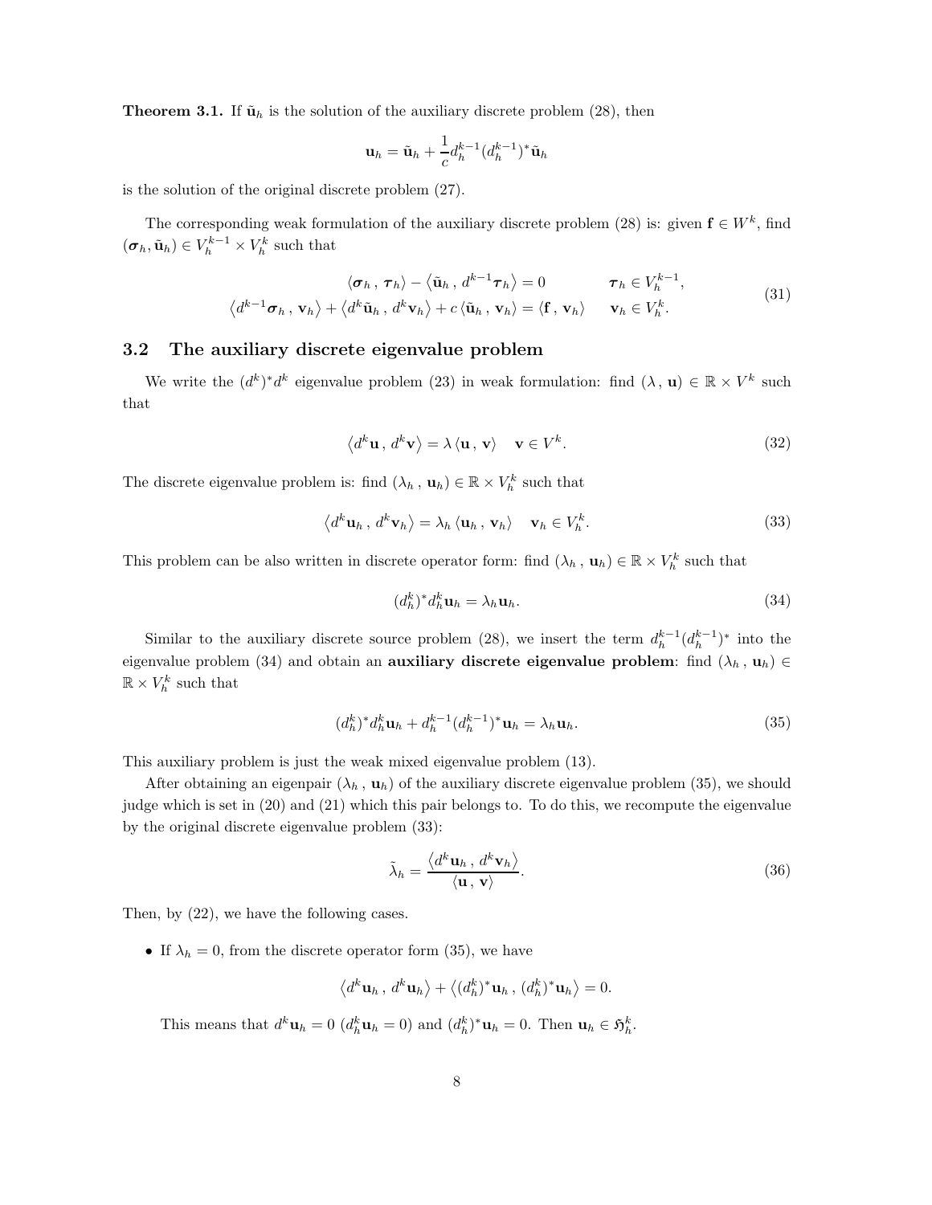**Theorem 3.1.** If $\tilde{\mathbf{u}}_h$ is the solution of the auxiliary discrete problem (28), then

$$\mathbf{u}_h = \tilde{\mathbf{u}}_h + \frac{1}{c} d_h^{k-1} (d_h^{k-1})^* \tilde{\mathbf{u}}_h$$

is the solution of the original discrete problem (27).

The corresponding weak formulation of the auxiliary discrete problem (28) is: given $\mathbf{f} \in W^k$, find $(\boldsymbol{\sigma}_h, \tilde{\mathbf{u}}_h) \in V_h^{k-1} \times V_h^k$ such that

$$\begin{aligned} \langle \boldsymbol{\sigma}_h \,,\, \boldsymbol{\tau}_h \rangle - \langle \tilde{\mathbf{u}}_h \,,\, d^{k-1} \boldsymbol{\tau}_h \rangle &= 0 & \boldsymbol{\tau}_h \in V_h^{k-1}, \\ \langle d^{k-1} \boldsymbol{\sigma}_h \,,\, \mathbf{v}_h \rangle + \langle d^k \tilde{\mathbf{u}}_h \,,\, d^k \mathbf{v}_h \rangle + c \langle \tilde{\mathbf{u}}_h \,,\, \mathbf{v}_h \rangle &= \langle \mathbf{f} \,,\, \mathbf{v}_h \rangle & \mathbf{v}_h \in V_h^k. \end{aligned} \tag{31}$$

### 3.2 The auxiliary discrete eigenvalue problem

We write the $(d^k)^* d^k$ eigenvalue problem (23) in weak formulation: find $(\lambda \,,\, \mathbf{u}) \in \mathbb{R} \times V^k$ such that

$$\langle d^k \mathbf{u} \,,\, d^k \mathbf{v} \rangle = \lambda \langle \mathbf{u} \,,\, \mathbf{v} \rangle \quad \mathbf{v} \in V^k. \tag{32}$$

The discrete eigenvalue problem is: find $(\lambda_h \,,\, \mathbf{u}_h) \in \mathbb{R} \times V_h^k$ such that

$$\langle d^k \mathbf{u}_h \,,\, d^k \mathbf{v}_h \rangle = \lambda_h \langle \mathbf{u}_h \,,\, \mathbf{v}_h \rangle \quad \mathbf{v}_h \in V_h^k. \tag{33}$$

This problem can be also written in discrete operator form: find $(\lambda_h \,,\, \mathbf{u}_h) \in \mathbb{R} \times V_h^k$ such that

$$(d_h^k)^* d_h^k \mathbf{u}_h = \lambda_h \mathbf{u}_h. \tag{34}$$

Similar to the auxiliary discrete source problem (28), we insert the term $d_h^{k-1} (d_h^{k-1})^*$ into the eigenvalue problem (34) and obtain an **auxiliary discrete eigenvalue problem**: find $(\lambda_h \,,\, \mathbf{u}_h) \in \mathbb{R} \times V_h^k$ such that

$$(d_h^k)^* d_h^k \mathbf{u}_h + d_h^{k-1} (d_h^{k-1})^* \mathbf{u}_h = \lambda_h \mathbf{u}_h. \tag{35}$$

This auxiliary problem is just the weak mixed eigenvalue problem (13).

After obtaining an eigenpair $(\lambda_h \,,\, \mathbf{u}_h)$ of the auxiliary discrete eigenvalue problem (35), we should judge which is set in (20) and (21) which this pair belongs to. To do this, we recompute the eigenvalue by the original discrete eigenvalue problem (33):

$$\tilde{\lambda}_h = \frac{\langle d^k \mathbf{u}_h \,,\, d^k \mathbf{v}_h \rangle}{\langle \mathbf{u} \,,\, \mathbf{v} \rangle}. \tag{36}$$

Then, by (22), we have the following cases.

- If $\lambda_h = 0$, from the discrete operator form (35), we have

$$\langle d^k \mathbf{u}_h \,,\, d^k \mathbf{u}_h \rangle + \langle (d_h^k)^* \mathbf{u}_h \,,\, (d_h^k)^* \mathbf{u}_h \rangle = 0.$$

  This means that $d^k \mathbf{u}_h = 0$ ($d_h^k \mathbf{u}_h = 0$) and $(d_h^k)^* \mathbf{u}_h = 0$. Then $\mathbf{u}_h \in \mathfrak{H}_h^k$.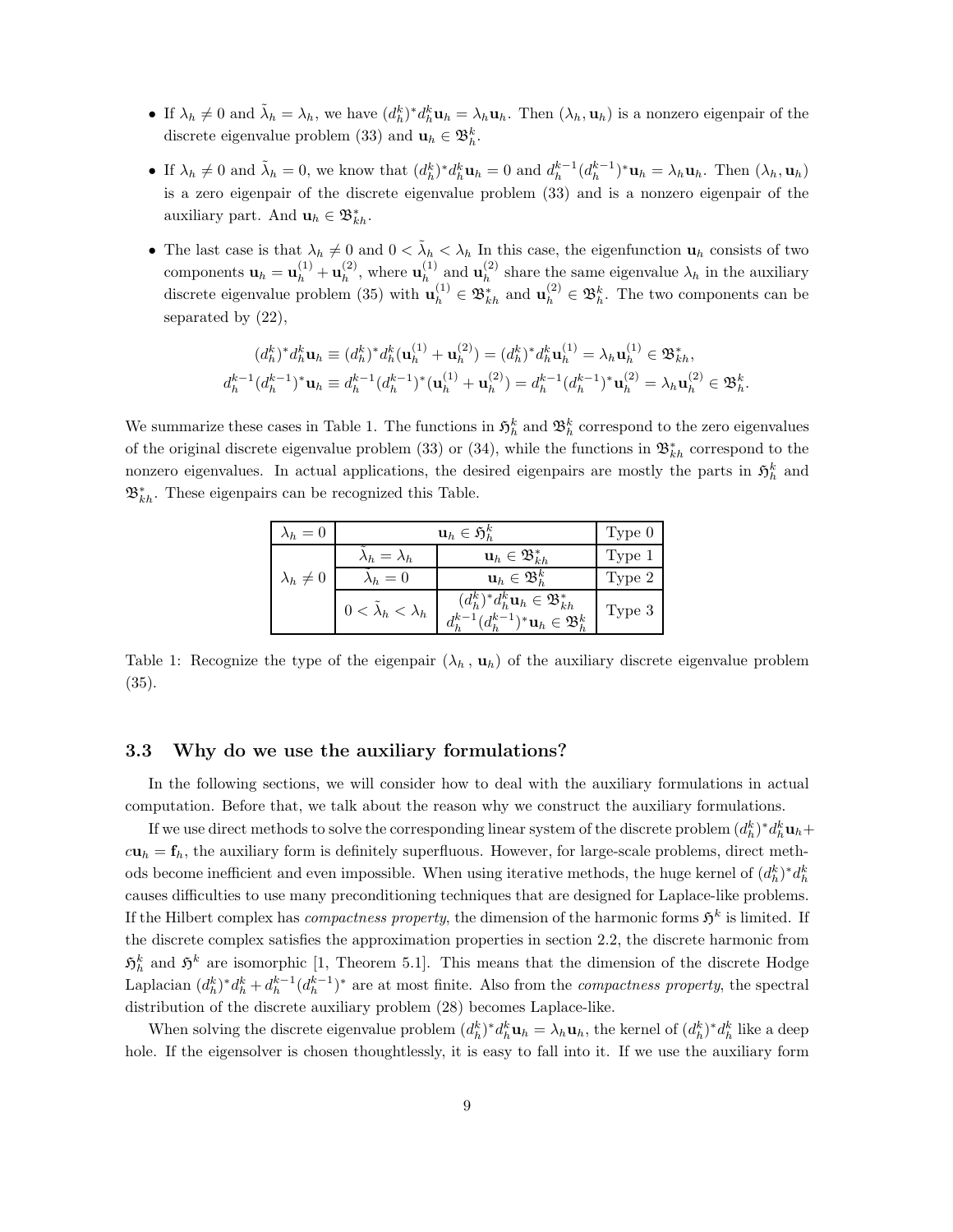- If $\lambda_h \neq 0$ and $\tilde{\lambda}_h = \lambda_h$, we have $(d_h^k)^* d_h^k \mathbf{u}_h = \lambda_h \mathbf{u}_h$. Then $(\lambda_h, \mathbf{u}_h)$ is a nonzero eigenpair of the discrete eigenvalue problem (33) and $\mathbf{u}_h \in \mathfrak{B}_h^k$.
- If $\lambda_h \neq 0$ and $\tilde{\lambda}_h = 0$, we know that $(d_h^k)^* d_h^k \mathbf{u}_h = 0$ and $d_h^{k-1}(d_h^{k-1})^* \mathbf{u}_h = \lambda_h \mathbf{u}_h$. Then $(\lambda_h, \mathbf{u}_h)$ is a zero eigenpair of the discrete eigenvalue problem (33) and is a nonzero eigenpair of the auxiliary part. And $\mathbf{u}_h \in \mathfrak{B}_{kh}^*$.
- The last case is that $\lambda_h \neq 0$ and $0 < \tilde{\lambda}_h < \lambda_h$ In this case, the eigenfunction $\mathbf{u}_h$ consists of two components $\mathbf{u}_h = \mathbf{u}_h^{(1)} + \mathbf{u}_h^{(2)}$, where $\mathbf{u}_h^{(1)}$ and $\mathbf{u}_h^{(2)}$ share the same eigenvalue $\lambda_h$ in the auxiliary discrete eigenvalue problem (35) with $\mathbf{u}_h^{(1)} \in \mathfrak{B}_{kh}^*$ and $\mathbf{u}_h^{(2)} \in \mathfrak{B}_h^k$. The two components can be separated by (22),

$$
(d_h^k)^* d_h^k \mathbf{u}_h \equiv (d_h^k)^* d_h^k (\mathbf{u}_h^{(1)} + \mathbf{u}_h^{(2)}) = (d_h^k)^* d_h^k \mathbf{u}_h^{(1)} = \lambda_h \mathbf{u}_h^{(1)} \in \mathfrak{B}_{kh}^*,
$$
$$
d_h^{k-1}(d_h^{k-1})^* \mathbf{u}_h \equiv d_h^{k-1}(d_h^{k-1})^* (\mathbf{u}_h^{(1)} + \mathbf{u}_h^{(2)}) = d_h^{k-1}(d_h^{k-1})^* \mathbf{u}_h^{(2)} = \lambda_h \mathbf{u}_h^{(2)} \in \mathfrak{B}_h^k.
$$

We summarize these cases in Table 1. The functions in $\mathfrak{H}_h^k$ and $\mathfrak{B}_h^k$ correspond to the zero eigenvalues of the original discrete eigenvalue problem (33) or (34), while the functions in $\mathfrak{B}_{kh}^*$ correspond to the nonzero eigenvalues. In actual applications, the desired eigenpairs are mostly the parts in $\mathfrak{H}_h^k$ and $\mathfrak{B}_{kh}^*$. These eigenpairs can be recognized this Table.

| $\lambda_h = 0$ | $\mathbf{u}_h \in \mathfrak{H}_h^k$ | | Type 0 |
|---|---|---|---|
| $\lambda_h \neq 0$ | $\tilde{\lambda}_h = \lambda_h$ | $\mathbf{u}_h \in \mathfrak{B}_{kh}^*$ | Type 1 |
| | $\tilde{\lambda}_h = 0$ | $\mathbf{u}_h \in \mathfrak{B}_h^k$ | Type 2 |
| | $0 < \tilde{\lambda}_h < \lambda_h$ | $(d_h^k)^* d_h^k \mathbf{u}_h \in \mathfrak{B}_{kh}^*$ <br> $d_h^{k-1}(d_h^{k-1})^* \mathbf{u}_h \in \mathfrak{B}_h^k$ | Type 3 |

Table 1: Recognize the type of the eigenpair $(\lambda_h\,,\,\mathbf{u}_h)$ of the auxiliary discrete eigenvalue problem (35).

### 3.3 Why do we use the auxiliary formulations?

In the following sections, we will consider how to deal with the auxiliary formulations in actual computation. Before that, we talk about the reason why we construct the auxiliary formulations.

If we use direct methods to solve the corresponding linear system of the discrete problem $(d_h^k)^* d_h^k \mathbf{u}_h + c\mathbf{u}_h = \mathbf{f}_h$, the auxiliary form is definitely superfluous. However, for large-scale problems, direct methods become inefficient and even impossible. When using iterative methods, the huge kernel of $(d_h^k)^* d_h^k$ causes difficulties to use many preconditioning techniques that are designed for Laplace-like problems. If the Hilbert complex has *compactness property*, the dimension of the harmonic forms $\mathfrak{H}^k$ is limited. If the discrete complex satisfies the approximation properties in section 2.2, the discrete harmonic from $\mathfrak{H}_h^k$ and $\mathfrak{H}^k$ are isomorphic [1, Theorem 5.1]. This means that the dimension of the discrete Hodge Laplacian $(d_h^k)^* d_h^k + d_h^{k-1}(d_h^{k-1})^*$ are at most finite. Also from the *compactness property*, the spectral distribution of the discrete auxiliary problem (28) becomes Laplace-like.

When solving the discrete eigenvalue problem $(d_h^k)^* d_h^k \mathbf{u}_h = \lambda_h \mathbf{u}_h$, the kernel of $(d_h^k)^* d_h^k$ like a deep hole. If the eigensolver is chosen thoughtlessly, it is easy to fall into it. If we use the auxiliary form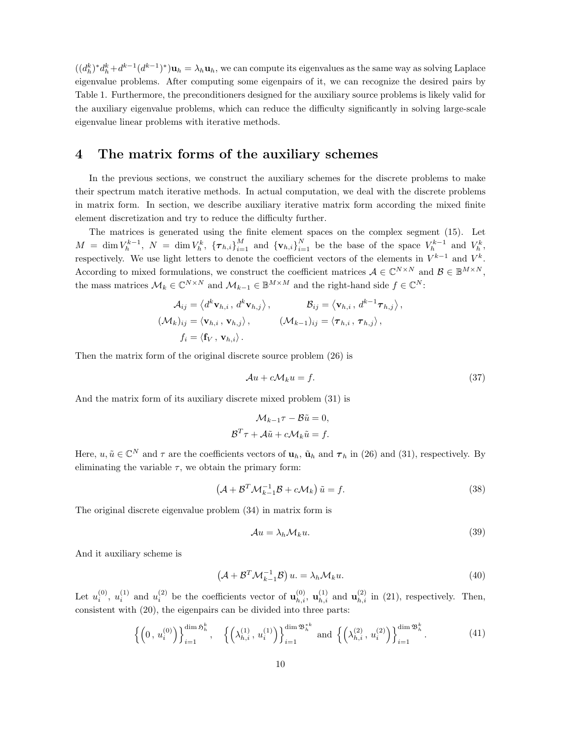$((d_h^k)^* d_h^k + d^{k-1}(d^{k-1})^*)\mathbf{u}_h = \lambda_h \mathbf{u}_h$, we can compute its eigenvalues as the same way as solving Laplace eigenvalue problems. After computing some eigenpairs of it, we can recognize the desired pairs by Table 1. Furthermore, the preconditioners designed for the auxiliary source problems is likely valid for the auxiliary eigenvalue problems, which can reduce the difficulty significantly in solving large-scale eigenvalue linear problems with iterative methods.

# 4 The matrix forms of the auxiliary schemes

In the previous sections, we construct the auxiliary schemes for the discrete problems to make their spectrum match iterative methods. In actual computation, we deal with the discrete problems in matrix form. In section, we describe auxiliary iterative matrix form according the mixed finite element discretization and try to reduce the difficulty further.

The matrices is generated using the finite element spaces on the complex segment (15). Let $M = \dim V_h^{k-1}$, $N = \dim V_h^k$, $\{\boldsymbol{\tau}_{h,i}\}_{i=1}^M$ and $\{\mathbf{v}_{h,i}\}_{i=1}^N$ be the base of the space $V_h^{k-1}$ and $V_h^k$, respectively. We use light letters to denote the coefficient vectors of the elements in $V^{k-1}$ and $V^k$. According to mixed formulations, we construct the coefficient matrices $\mathcal{A} \in \mathbb{C}^{N\times N}$ and $\mathcal{B} \in \mathbb{B}^{M\times N}$, the mass matrices $\mathcal{M}_k \in \mathbb{C}^{N\times N}$ and $\mathcal{M}_{k-1} \in \mathbb{B}^{M\times M}$ and the right-hand side $f \in \mathbb{C}^N$:

$$
\begin{aligned}
\mathcal{A}_{ij} &= \left\langle d^k \mathbf{v}_{h,i} \,,\, d^k \mathbf{v}_{h,j} \right\rangle, & \mathcal{B}_{ij} &= \left\langle \mathbf{v}_{h,i} \,,\, d^{k-1} \boldsymbol{\tau}_{h,j} \right\rangle, \\
(\mathcal{M}_k)_{ij} &= \left\langle \mathbf{v}_{h,i} \,,\, \mathbf{v}_{h,j} \right\rangle, & (\mathcal{M}_{k-1})_{ij} &= \left\langle \boldsymbol{\tau}_{h,i} \,,\, \boldsymbol{\tau}_{h,j} \right\rangle, \\
f_i &= \left\langle \mathbf{f}_V \,,\, \mathbf{v}_{h,i} \right\rangle.
\end{aligned}
$$

Then the matrix form of the original discrete source problem (26) is

$$
\mathcal{A}u + c\mathcal{M}_k u = f. \tag{37}
$$

And the matrix form of its auxiliary discrete mixed problem (31) is

$$
\begin{aligned}
\mathcal{M}_{k-1}\tau - \mathcal{B}\tilde{u} &= 0, \\
\mathcal{B}^T\tau + \mathcal{A}\tilde{u} + c\mathcal{M}_k\tilde{u} &= f.
\end{aligned}
$$

Here, $u, \tilde{u} \in \mathbb{C}^N$ and $\tau$ are the coefficients vectors of $\mathbf{u}_h$, $\tilde{\mathbf{u}}_h$ and $\boldsymbol{\tau}_h$ in (26) and (31), respectively. By eliminating the variable $\tau$, we obtain the primary form:

$$
\left(\mathcal{A} + \mathcal{B}^T\mathcal{M}_{k-1}^{-1}\mathcal{B} + c\mathcal{M}_k\right)\tilde{u} = f. \tag{38}
$$

The original discrete eigenvalue problem (34) in matrix form is

$$
\mathcal{A}u = \lambda_h \mathcal{M}_k u. \tag{39}
$$

And it auxiliary scheme is

$$
\left(\mathcal{A} + \mathcal{B}^T\mathcal{M}_{k-1}^{-1}\mathcal{B}\right)u. = \lambda_h \mathcal{M}_k u. \tag{40}
$$

Let $u_i^{(0)}$, $u_i^{(1)}$ and $u_i^{(2)}$ be the coefficients vector of $\mathbf{u}_{h,i}^{(0)}$, $\mathbf{u}_{h,i}^{(1)}$ and $\mathbf{u}_{h,i}^{(2)}$ in (21), respectively. Then, consistent with (20), the eigenpairs can be divided into three parts:

$$
\left\{\left(0\,,\, u_i^{(0)}\right)\right\}_{i=1}^{\dim \mathfrak{H}_h^k}, \quad \left\{\left(\lambda_{h,i}^{(1)}\,,\, u_i^{(1)}\right)\right\}_{i=1}^{\dim \mathfrak{B}_h^{*k}} \text{ and } \left\{\left(\lambda_{h,i}^{(2)}\,,\, u_i^{(2)}\right)\right\}_{i=1}^{\dim \mathfrak{B}_h^k}. \tag{41}
$$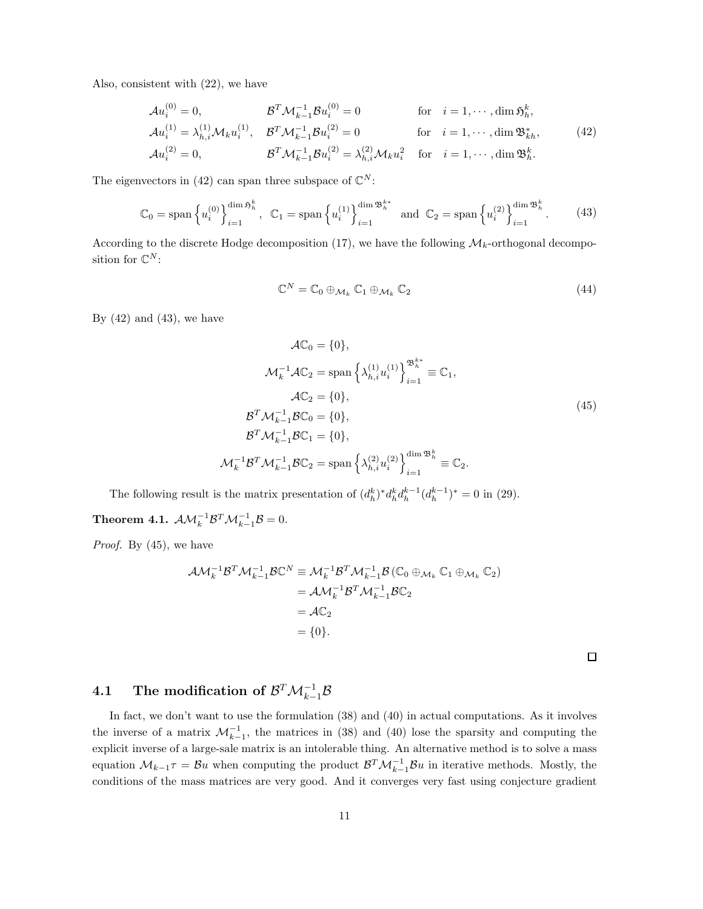Also, consistent with (22), we have

$$
\begin{aligned}
&\mathcal{A}u_i^{(0)} = 0, && \mathcal{B}^T\mathcal{M}_{k-1}^{-1}\mathcal{B}u_i^{(0)} = 0 && \text{for} \quad i = 1, \cdots, \dim \mathfrak{H}_h^k, \\
&\mathcal{A}u_i^{(1)} = \lambda_{h,i}^{(1)}\mathcal{M}_k u_i^{(1)}, && \mathcal{B}^T\mathcal{M}_{k-1}^{-1}\mathcal{B}u_i^{(2)} = 0 && \text{for} \quad i = 1, \cdots, \dim \mathfrak{B}_{kh}^*, \\
&\mathcal{A}u_i^{(2)} = 0, && \mathcal{B}^T\mathcal{M}_{k-1}^{-1}\mathcal{B}u_i^{(2)} = \lambda_{h,i}^{(2)}\mathcal{M}_k u_i^2 && \text{for} \quad i = 1, \cdots, \dim \mathfrak{B}_h^k.
\end{aligned} \tag{42}
$$

The eigenvectors in (42) can span three subspace of $\mathbb{C}^N$:

$$
\mathbb{C}_0 = \operatorname{span}\left\{u_i^{(0)}\right\}_{i=1}^{\dim \mathfrak{H}_h^k}, \;\; \mathbb{C}_1 = \operatorname{span}\left\{u_i^{(1)}\right\}_{i=1}^{\dim \mathfrak{B}_h^{k*}} \;\; \text{and} \;\; \mathbb{C}_2 = \operatorname{span}\left\{u_i^{(2)}\right\}_{i=1}^{\dim \mathfrak{B}_h^k}. \tag{43}
$$

According to the discrete Hodge decomposition (17), we have the following $\mathcal{M}_k$-orthogonal decomposition for $\mathbb{C}^N$:

$$
\mathbb{C}^N = \mathbb{C}_0 \oplus_{\mathcal{M}_k} \mathbb{C}_1 \oplus_{\mathcal{M}_k} \mathbb{C}_2 \tag{44}
$$

By (42) and (43), we have

$$
\begin{aligned}
\mathcal{A}\mathbb{C}_0 &= \{0\}, \\
\mathcal{M}_k^{-1}\mathcal{A}\mathbb{C}_2 &= \operatorname{span}\left\{\lambda_{h,i}^{(1)}u_i^{(1)}\right\}_{i=1}^{\mathfrak{B}_h^{k*}} \equiv \mathbb{C}_1, \\
\mathcal{A}\mathbb{C}_2 &= \{0\}, \\
\mathcal{B}^T\mathcal{M}_{k-1}^{-1}\mathcal{B}\mathbb{C}_0 &= \{0\}, \\
\mathcal{B}^T\mathcal{M}_{k-1}^{-1}\mathcal{B}\mathbb{C}_1 &= \{0\}, \\
\mathcal{M}_k^{-1}\mathcal{B}^T\mathcal{M}_{k-1}^{-1}\mathcal{B}\mathbb{C}_2 &= \operatorname{span}\left\{\lambda_{h,i}^{(2)}u_i^{(2)}\right\}_{i=1}^{\dim \mathfrak{B}_h^k} \equiv \mathbb{C}_2.
\end{aligned} \tag{45}
$$

The following result is the matrix presentation of $(d_h^k)^* d_h^k d_h^{k-1}(d_h^{k-1})^* = 0$ in (29).

**Theorem 4.1.** $\mathcal{A}\mathcal{M}_k^{-1}\mathcal{B}^T\mathcal{M}_{k-1}^{-1}\mathcal{B} = 0$.

*Proof.* By (45), we have

$$
\begin{aligned}
\mathcal{A}\mathcal{M}_k^{-1}\mathcal{B}^T\mathcal{M}_{k-1}^{-1}\mathcal{B}\mathbb{C}^N &\equiv \mathcal{M}_k^{-1}\mathcal{B}^T\mathcal{M}_{k-1}^{-1}\mathcal{B}\left(\mathbb{C}_0 \oplus_{\mathcal{M}_k} \mathbb{C}_1 \oplus_{\mathcal{M}_k} \mathbb{C}_2\right) \\
&= \mathcal{A}\mathcal{M}_k^{-1}\mathcal{B}^T\mathcal{M}_{k-1}^{-1}\mathcal{B}\mathbb{C}_2 \\
&= \mathcal{A}\mathbb{C}_2 \\
&= \{0\}.
\end{aligned}
$$

□

## 4.1 The modification of $\mathcal{B}^T\mathcal{M}_{k-1}^{-1}\mathcal{B}$

In fact, we don't want to use the formulation (38) and (40) in actual computations. As it involves the inverse of a matrix $\mathcal{M}_{k-1}^{-1}$, the matrices in (38) and (40) lose the sparsity and computing the explicit inverse of a large-sale matrix is an intolerable thing. An alternative method is to solve a mass equation $\mathcal{M}_{k-1}\tau = \mathcal{B}u$ when computing the product $\mathcal{B}^T\mathcal{M}_{k-1}^{-1}\mathcal{B}u$ in iterative methods. Mostly, the conditions of the mass matrices are very good. And it converges very fast using conjecture gradient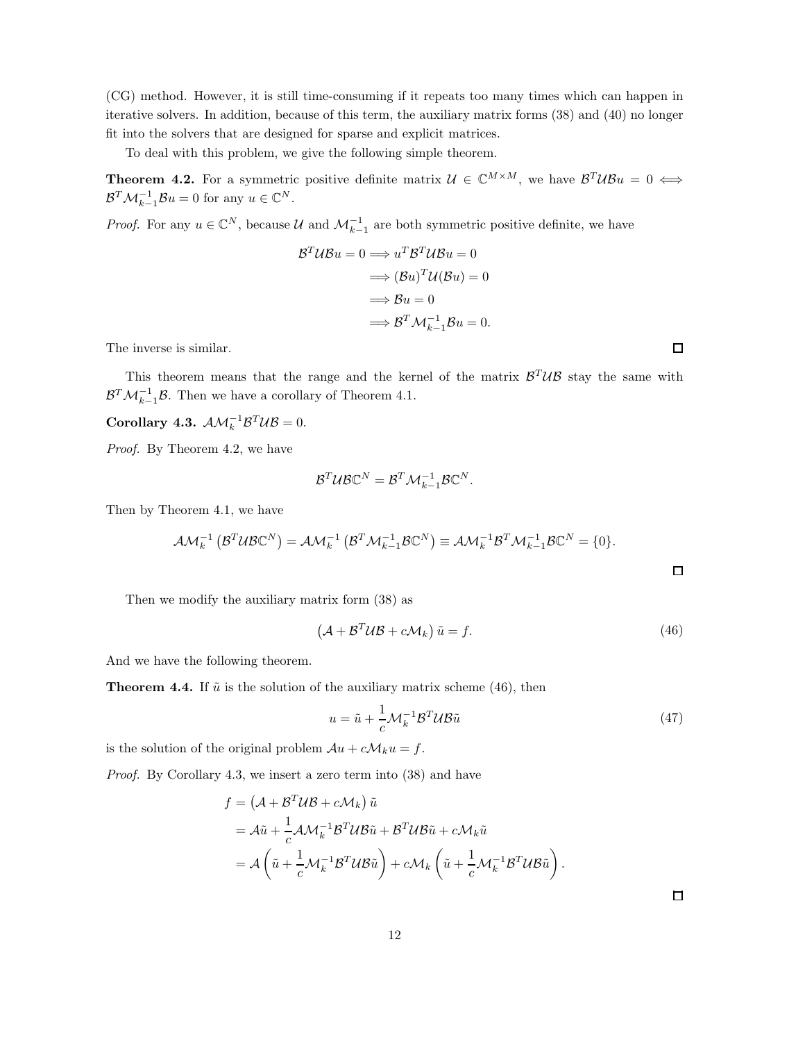(CG) method. However, it is still time-consuming if it repeats too many times which can happen in iterative solvers. In addition, because of this term, the auxiliary matrix forms (38) and (40) no longer fit into the solvers that are designed for sparse and explicit matrices.

To deal with this problem, we give the following simple theorem.

**Theorem 4.2.** For a symmetric positive definite matrix $\mathcal{U} \in \mathbb{C}^{M\times M}$, we have $\mathcal{B}^T\mathcal{U}\mathcal{B}u = 0 \Longleftrightarrow \mathcal{B}^T\mathcal{M}_{k-1}^{-1}\mathcal{B}u = 0$ for any $u \in \mathbb{C}^N$.

*Proof.* For any $u \in \mathbb{C}^N$, because $\mathcal{U}$ and $\mathcal{M}_{k-1}^{-1}$ are both symmetric positive definite, we have

$$
\begin{aligned}
\mathcal{B}^T\mathcal{U}\mathcal{B}u = 0 &\Longrightarrow u^T\mathcal{B}^T\mathcal{U}\mathcal{B}u = 0 \\
&\Longrightarrow (\mathcal{B}u)^T\mathcal{U}(\mathcal{B}u) = 0 \\
&\Longrightarrow \mathcal{B}u = 0 \\
&\Longrightarrow \mathcal{B}^T\mathcal{M}_{k-1}^{-1}\mathcal{B}u = 0.
\end{aligned}
$$

The inverse is similar. □

This theorem means that the range and the kernel of the matrix $\mathcal{B}^T\mathcal{U}\mathcal{B}$ stay the same with $\mathcal{B}^T\mathcal{M}_{k-1}^{-1}\mathcal{B}$. Then we have a corollary of Theorem 4.1.

**Corollary 4.3.** $\mathcal{A}\mathcal{M}_k^{-1}\mathcal{B}^T\mathcal{U}\mathcal{B} = 0$.

*Proof.* By Theorem 4.2, we have

$$
\mathcal{B}^T\mathcal{U}\mathcal{B}\mathbb{C}^N = \mathcal{B}^T\mathcal{M}_{k-1}^{-1}\mathcal{B}\mathbb{C}^N.
$$

Then by Theorem 4.1, we have

$$
\mathcal{A}\mathcal{M}_k^{-1}\left(\mathcal{B}^T\mathcal{U}\mathcal{B}\mathbb{C}^N\right) = \mathcal{A}\mathcal{M}_k^{-1}\left(\mathcal{B}^T\mathcal{M}_{k-1}^{-1}\mathcal{B}\mathbb{C}^N\right) \equiv \mathcal{A}\mathcal{M}_k^{-1}\mathcal{B}^T\mathcal{M}_{k-1}^{-1}\mathcal{B}\mathbb{C}^N = \{0\}.
$$

□

Then we modify the auxiliary matrix form (38) as

$$
\left(\mathcal{A} + \mathcal{B}^T\mathcal{U}\mathcal{B} + c\mathcal{M}_k\right)\tilde{u} = f. \tag{46}
$$

And we have the following theorem.

**Theorem 4.4.** If $\tilde{u}$ is the solution of the auxiliary matrix scheme (46), then

$$
u = \tilde{u} + \frac{1}{c}\mathcal{M}_k^{-1}\mathcal{B}^T\mathcal{U}\mathcal{B}\tilde{u} \tag{47}
$$

is the solution of the original problem $\mathcal{A}u + c\mathcal{M}_k u = f$.

*Proof.* By Corollary 4.3, we insert a zero term into (38) and have

$$
\begin{aligned}
f &= \left(\mathcal{A} + \mathcal{B}^T\mathcal{U}\mathcal{B} + c\mathcal{M}_k\right)\tilde{u} \\
&= \mathcal{A}\tilde{u} + \frac{1}{c}\mathcal{A}\mathcal{M}_k^{-1}\mathcal{B}^T\mathcal{U}\mathcal{B}\tilde{u} + \mathcal{B}^T\mathcal{U}\mathcal{B}\tilde{u} + c\mathcal{M}_k\tilde{u} \\
&= \mathcal{A}\left(\tilde{u} + \frac{1}{c}\mathcal{M}_k^{-1}\mathcal{B}^T\mathcal{U}\mathcal{B}\tilde{u}\right) + c\mathcal{M}_k\left(\tilde{u} + \frac{1}{c}\mathcal{M}_k^{-1}\mathcal{B}^T\mathcal{U}\mathcal{B}\tilde{u}\right).
\end{aligned}
$$

□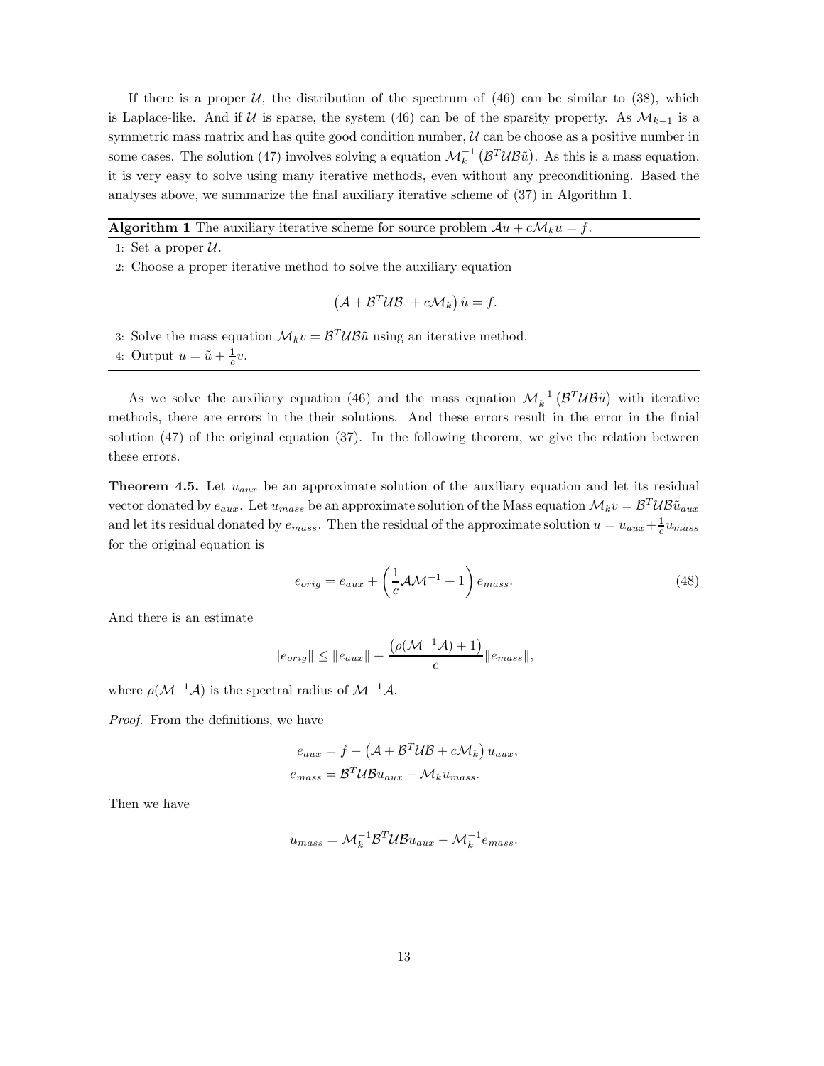If there is a proper $\mathcal{U}$, the distribution of the spectrum of (46) can be similar to (38), which is Laplace-like. And if $\mathcal{U}$ is sparse, the system (46) can be of the sparsity property. As $\mathcal{M}_{k-1}$ is a symmetric mass matrix and has quite good condition number, $\mathcal{U}$ can be choose as a positive number in some cases. The solution (47) involves solving a equation $\mathcal{M}_k^{-1}\left(\mathcal{B}^T\mathcal{U}\mathcal{B}\tilde{u}\right)$. As this is a mass equation, it is very easy to solve using many iterative methods, even without any preconditioning. Based the analyses above, we summarize the final auxiliary iterative scheme of (37) in Algorithm 1.

---

**Algorithm 1** The auxiliary iterative scheme for source problem $\mathcal{A}u + c\mathcal{M}_k u = f$.

1: Set a proper $\mathcal{U}$.

2: Choose a proper iterative method to solve the auxiliary equation

$$\left(\mathcal{A} + \mathcal{B}^T\mathcal{U}\mathcal{B} \ + c\mathcal{M}_k\right)\tilde{u} = f.$$

3: Solve the mass equation $\mathcal{M}_k v = \mathcal{B}^T\mathcal{U}\mathcal{B}\tilde{u}$ using an iterative method.

4: Output $u = \tilde{u} + \frac{1}{c}v$.

---

As we solve the auxiliary equation (46) and the mass equation $\mathcal{M}_k^{-1}\left(\mathcal{B}^T\mathcal{U}\mathcal{B}\tilde{u}\right)$ with iterative methods, there are errors in the their solutions. And these errors result in the error in the finial solution (47) of the original equation (37). In the following theorem, we give the relation between these errors.

**Theorem 4.5.** Let $u_{aux}$ be an approximate solution of the auxiliary equation and let its residual vector donated by $e_{aux}$. Let $u_{mass}$ be an approximate solution of the Mass equation $\mathcal{M}_k v = \mathcal{B}^T\mathcal{U}\mathcal{B}\tilde{u}_{aux}$ and let its residual donated by $e_{mass}$. Then the residual of the approximate solution $u = u_{aux} + \frac{1}{c}u_{mass}$ for the original equation is

$$e_{orig} = e_{aux} + \left(\frac{1}{c}\mathcal{A}\mathcal{M}^{-1} + 1\right)e_{mass}. \tag{48}$$

And there is an estimate

$$\|e_{orig}\| \le \|e_{aux}\| + \frac{\left(\rho(\mathcal{M}^{-1}\mathcal{A}) + 1\right)}{c}\|e_{mass}\|,$$

where $\rho(\mathcal{M}^{-1}\mathcal{A})$ is the spectral radius of $\mathcal{M}^{-1}\mathcal{A}$.

*Proof.* From the definitions, we have

$$e_{aux} = f - \left(\mathcal{A} + \mathcal{B}^T\mathcal{U}\mathcal{B} + c\mathcal{M}_k\right)u_{aux},$$
$$e_{mass} = \mathcal{B}^T\mathcal{U}\mathcal{B}u_{aux} - \mathcal{M}_k u_{mass}.$$

Then we have

$$u_{mass} = \mathcal{M}_k^{-1}\mathcal{B}^T\mathcal{U}\mathcal{B}u_{aux} - \mathcal{M}_k^{-1}e_{mass}.$$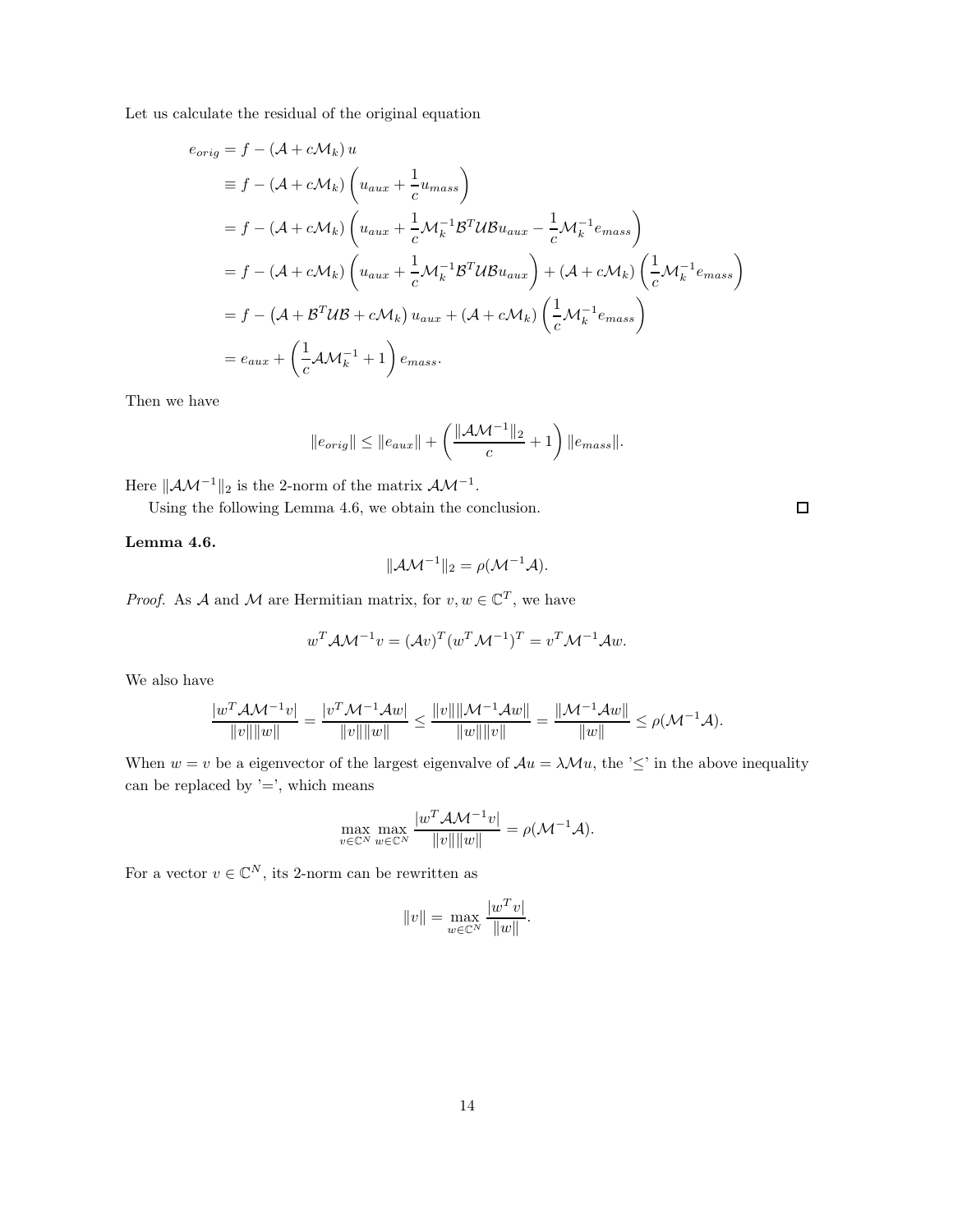Let us calculate the residual of the original equation

$$
\begin{aligned}
e_{orig} &= f - (\mathcal{A} + c\mathcal{M}_k)\, u \\
&\equiv f - (\mathcal{A} + c\mathcal{M}_k)\left(u_{aux} + \frac{1}{c}u_{mass}\right) \\
&= f - (\mathcal{A} + c\mathcal{M}_k)\left(u_{aux} + \frac{1}{c}\mathcal{M}_k^{-1}\mathcal{B}^T\mathcal{U}\mathcal{B}u_{aux} - \frac{1}{c}\mathcal{M}_k^{-1}e_{mass}\right) \\
&= f - (\mathcal{A} + c\mathcal{M}_k)\left(u_{aux} + \frac{1}{c}\mathcal{M}_k^{-1}\mathcal{B}^T\mathcal{U}\mathcal{B}u_{aux}\right) + (\mathcal{A} + c\mathcal{M}_k)\left(\frac{1}{c}\mathcal{M}_k^{-1}e_{mass}\right) \\
&= f - \left(\mathcal{A} + \mathcal{B}^T\mathcal{U}\mathcal{B} + c\mathcal{M}_k\right) u_{aux} + (\mathcal{A} + c\mathcal{M}_k)\left(\frac{1}{c}\mathcal{M}_k^{-1}e_{mass}\right) \\
&= e_{aux} + \left(\frac{1}{c}\mathcal{A}\mathcal{M}_k^{-1} + 1\right)e_{mass}.
\end{aligned}
$$

Then we have

$$
\|e_{orig}\| \le \|e_{aux}\| + \left(\frac{\|\mathcal{A}\mathcal{M}^{-1}\|_2}{c} + 1\right)\|e_{mass}\|.
$$

Here $\|\mathcal{A}\mathcal{M}^{-1}\|_2$ is the 2-norm of the matrix $\mathcal{A}\mathcal{M}^{-1}$.

Using the following Lemma 4.6, we obtain the conclusion. ∎

**Lemma 4.6.**

$$
\|\mathcal{A}\mathcal{M}^{-1}\|_2 = \rho(\mathcal{M}^{-1}\mathcal{A}).
$$

*Proof.* As $\mathcal{A}$ and $\mathcal{M}$ are Hermitian matrix, for $v, w \in \mathbb{C}^T$, we have

$$
w^T\mathcal{A}\mathcal{M}^{-1}v = (\mathcal{A}v)^T(w^T\mathcal{M}^{-1})^T = v^T\mathcal{M}^{-1}\mathcal{A}w.
$$

We also have

$$
\frac{|w^T\mathcal{A}\mathcal{M}^{-1}v|}{\|v\|\|w\|} = \frac{|v^T\mathcal{M}^{-1}\mathcal{A}w|}{\|v\|\|w\|} \le \frac{\|v\|\|\mathcal{M}^{-1}\mathcal{A}w\|}{\|w\|\|v\|} = \frac{\|\mathcal{M}^{-1}\mathcal{A}w\|}{\|w\|} \le \rho(\mathcal{M}^{-1}\mathcal{A}).
$$

When $w = v$ be a eigenvector of the largest eigenvalve of $\mathcal{A}u = \lambda\mathcal{M}u$, the '$\le$' in the above inequality can be replaced by '$=$', which means

$$
\max_{v\in\mathbb{C}^N}\max_{w\in\mathbb{C}^N}\frac{|w^T\mathcal{A}\mathcal{M}^{-1}v|}{\|v\|\|w\|} = \rho(\mathcal{M}^{-1}\mathcal{A}).
$$

For a vector $v \in \mathbb{C}^N$, its 2-norm can be rewritten as

$$
\|v\| = \max_{w\in\mathbb{C}^N}\frac{|w^Tv|}{\|w\|}.
$$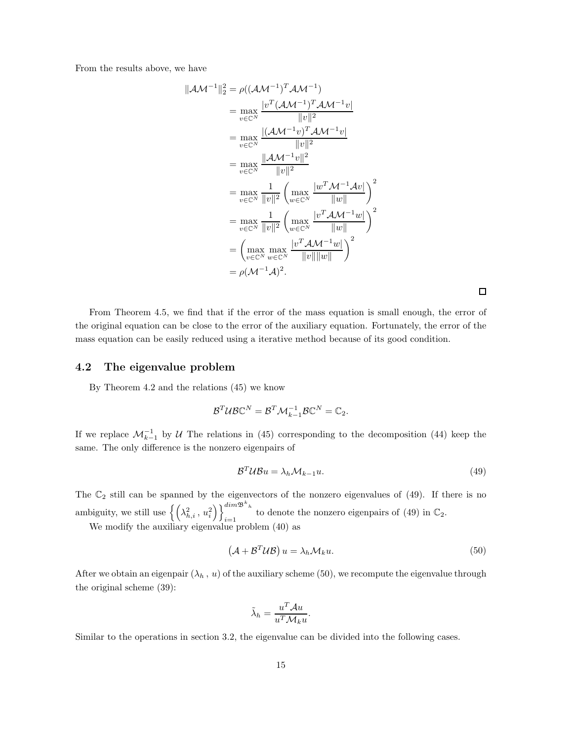From the results above, we have

$$
\begin{aligned}
\|\mathcal{A}\mathcal{M}^{-1}\|_2^2 &= \rho((\mathcal{A}\mathcal{M}^{-1})^T\mathcal{A}\mathcal{M}^{-1}) \\
&= \max_{v\in\mathbb{C}^N} \frac{|v^T(\mathcal{A}\mathcal{M}^{-1})^T\mathcal{A}\mathcal{M}^{-1}v|}{\|v\|^2} \\
&= \max_{v\in\mathbb{C}^N} \frac{|(\mathcal{A}\mathcal{M}^{-1}v)^T\mathcal{A}\mathcal{M}^{-1}v|}{\|v\|^2} \\
&= \max_{v\in\mathbb{C}^N} \frac{\|\mathcal{A}\mathcal{M}^{-1}v\|^2}{\|v\|^2} \\
&= \max_{v\in\mathbb{C}^N} \frac{1}{\|v\|^2}\left(\max_{w\in\mathbb{C}^N}\frac{|w^T\mathcal{M}^{-1}\mathcal{A}v|}{\|w\|}\right)^2 \\
&= \max_{v\in\mathbb{C}^N} \frac{1}{\|v\|^2}\left(\max_{w\in\mathbb{C}^N}\frac{|v^T\mathcal{A}\mathcal{M}^{-1}w|}{\|w\|}\right)^2 \\
&= \left(\max_{v\in\mathbb{C}^N}\max_{w\in\mathbb{C}^N}\frac{|v^T\mathcal{A}\mathcal{M}^{-1}w|}{\|v\|\|w\|}\right)^2 \\
&= \rho(\mathcal{M}^{-1}\mathcal{A})^2.
\end{aligned}
$$

□

From Theorem 4.5, we find that if the error of the mass equation is small enough, the error of the original equation can be close to the error of the auxiliary equation. Fortunately, the error of the mass equation can be easily reduced using a iterative method because of its good condition.

## 4.2 The eigenvalue problem

By Theorem 4.2 and the relations (45) we know

$$
\mathcal{B}^T\mathcal{U}\mathcal{B}\mathbb{C}^N = \mathcal{B}^T\mathcal{M}_{k-1}^{-1}\mathcal{B}\mathbb{C}^N = \mathbb{C}_2.
$$

If we replace $\mathcal{M}_{k-1}^{-1}$ by $\mathcal{U}$ The relations in (45) corresponding to the decomposition (44) keep the same. The only difference is the nonzero eigenpairs of

$$
\mathcal{B}^T\mathcal{U}\mathcal{B}u = \lambda_h\mathcal{M}_{k-1}u. \tag{49}
$$

The $\mathbb{C}_2$ still can be spanned by the eigenvectors of the nonzero eigenvalues of (49). If there is no ambiguity, we still use $\left\{\left(\lambda_{h,i}^2\,,\,u_i^2\right)\right\}_{i=1}^{dim\mathfrak{B}^{k}{}_h}$ to denote the nonzero eigenpairs of (49) in $\mathbb{C}_2$.

We modify the auxiliary eigenvalue problem (40) as

$$
\left(\mathcal{A} + \mathcal{B}^T\mathcal{U}\mathcal{B}\right)u = \lambda_h\mathcal{M}_k u. \tag{50}
$$

After we obtain an eigenpair $(\lambda_h\,,\,u)$ of the auxiliary scheme (50), we recompute the eigenvalue through the original scheme (39):

$$
\tilde{\lambda}_h = \frac{u^T\mathcal{A}u}{u^T\mathcal{M}_k u}.
$$

Similar to the operations in section 3.2, the eigenvalue can be divided into the following cases.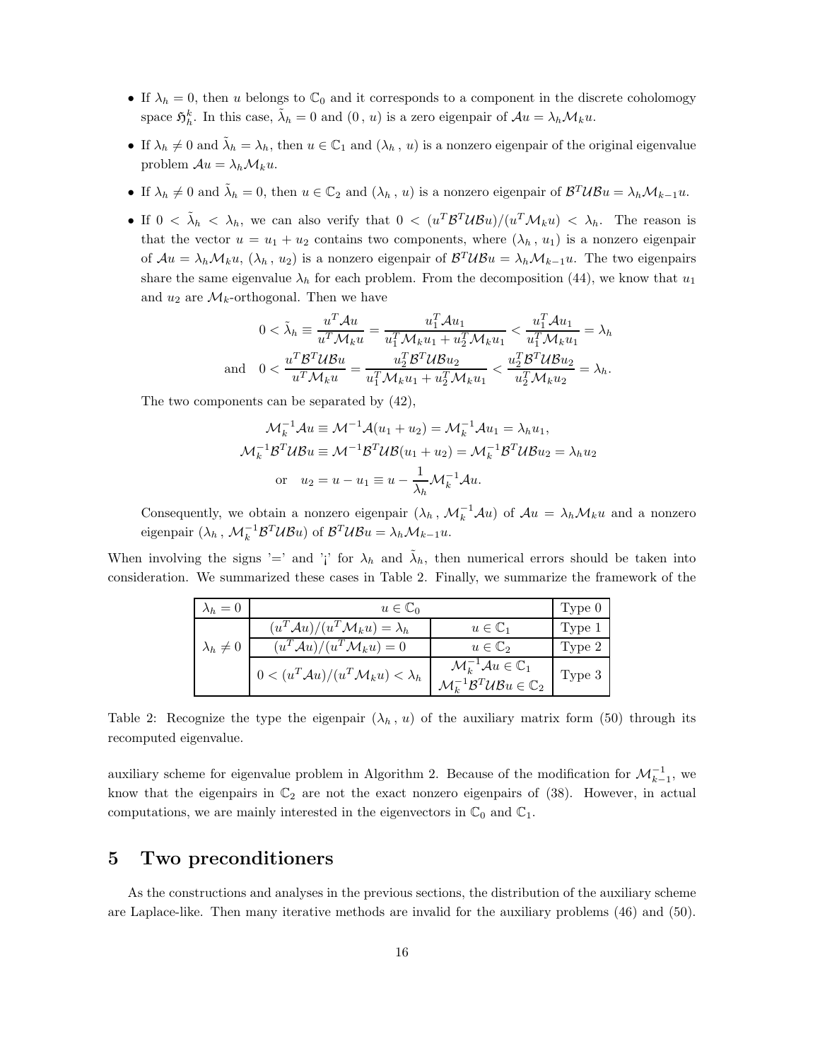- If $\lambda_h = 0$, then $u$ belongs to $\mathbb{C}_0$ and it corresponds to a component in the discrete cohomology space $\mathfrak{H}_h^k$. In this case, $\tilde{\lambda}_h = 0$ and $(0\,,\,u)$ is a zero eigenpair of $\mathcal{A}u = \lambda_h \mathcal{M}_k u$.
- If $\lambda_h \neq 0$ and $\tilde{\lambda}_h = \lambda_h$, then $u \in \mathbb{C}_1$ and $(\lambda_h\,,\,u)$ is a nonzero eigenpair of the original eigenvalue problem $\mathcal{A}u = \lambda_h \mathcal{M}_k u$.
- If $\lambda_h \neq 0$ and $\tilde{\lambda}_h = 0$, then $u \in \mathbb{C}_2$ and $(\lambda_h\,,\,u)$ is a nonzero eigenpair of $\mathcal{B}^T\mathcal{U}\mathcal{B}u = \lambda_h \mathcal{M}_{k-1} u$.
- If $0 < \tilde{\lambda}_h < \lambda_h$, we can also verify that $0 < (u^T\mathcal{B}^T\mathcal{U}\mathcal{B}u)/(u^T\mathcal{M}_k u) < \lambda_h$. The reason is that the vector $u = u_1 + u_2$ contains two components, where $(\lambda_h\,,\,u_1)$ is a nonzero eigenpair of $\mathcal{A}u = \lambda_h \mathcal{M}_k u$, $(\lambda_h\,,\,u_2)$ is a nonzero eigenpair of $\mathcal{B}^T\mathcal{U}\mathcal{B}u = \lambda_h \mathcal{M}_{k-1} u$. The two eigenpairs share the same eigenvalue $\lambda_h$ for each problem. From the decomposition (44), we know that $u_1$ and $u_2$ are $\mathcal{M}_k$-orthogonal. Then we have

$$0 < \tilde{\lambda}_h \equiv \frac{u^T\mathcal{A}u}{u^T\mathcal{M}_k u} = \frac{u_1^T\mathcal{A}u_1}{u_1^T\mathcal{M}_k u_1 + u_2^T\mathcal{M}_k u_1} < \frac{u_1^T\mathcal{A}u_1}{u_1^T\mathcal{M}_k u_1} = \lambda_h$$

$$\text{and} \quad 0 < \frac{u^T\mathcal{B}^T\mathcal{U}\mathcal{B}u}{u^T\mathcal{M}_k u} = \frac{u_2^T\mathcal{B}^T\mathcal{U}\mathcal{B}u_2}{u_1^T\mathcal{M}_k u_1 + u_2^T\mathcal{M}_k u_1} < \frac{u_2^T\mathcal{B}^T\mathcal{U}\mathcal{B}u_2}{u_2^T\mathcal{M}_k u_2} = \lambda_h.$$

The two components can be separated by (42),

$$\mathcal{M}_k^{-1}\mathcal{A}u \equiv \mathcal{M}^{-1}\mathcal{A}(u_1 + u_2) = \mathcal{M}_k^{-1}\mathcal{A}u_1 = \lambda_h u_1,$$
$$\mathcal{M}_k^{-1}\mathcal{B}^T\mathcal{U}\mathcal{B}u \equiv \mathcal{M}^{-1}\mathcal{B}^T\mathcal{U}\mathcal{B}(u_1 + u_2) = \mathcal{M}_k^{-1}\mathcal{B}^T\mathcal{U}\mathcal{B}u_2 = \lambda_h u_2$$
$$\text{or} \quad u_2 = u - u_1 \equiv u - \frac{1}{\lambda_h}\mathcal{M}_k^{-1}\mathcal{A}u.$$

Consequently, we obtain a nonzero eigenpair $(\lambda_h\,,\,\mathcal{M}_k^{-1}\mathcal{A}u)$ of $\mathcal{A}u = \lambda_h \mathcal{M}_k u$ and a nonzero eigenpair $(\lambda_h\,,\,\mathcal{M}_k^{-1}\mathcal{B}^T\mathcal{U}\mathcal{B}u)$ of $\mathcal{B}^T\mathcal{U}\mathcal{B}u = \lambda_h \mathcal{M}_{k-1} u$.

When involving the signs '=' and '¡' for $\lambda_h$ and $\tilde{\lambda}_h$, then numerical errors should be taken into consideration. We summarized these cases in Table 2. Finally, we summarize the framework of the

| | | | |
|---|---|---|---|
| $\lambda_h = 0$ | $u \in \mathbb{C}_0$ | | Type 0 |
| $\lambda_h \neq 0$ | $(u^T\mathcal{A}u)/(u^T\mathcal{M}_k u) = \lambda_h$ | $u \in \mathbb{C}_1$ | Type 1 |
| | $(u^T\mathcal{A}u)/(u^T\mathcal{M}_k u) = 0$ | $u \in \mathbb{C}_2$ | Type 2 |
| | $0 < (u^T\mathcal{A}u)/(u^T\mathcal{M}_k u) < \lambda_h$ | $\mathcal{M}_k^{-1}\mathcal{A}u \in \mathbb{C}_1$ <br> $\mathcal{M}_k^{-1}\mathcal{B}^T\mathcal{U}\mathcal{B}u \in \mathbb{C}_2$ | Type 3 |

Table 2: Recognize the type the eigenpair $(\lambda_h\,,\,u)$ of the auxiliary matrix form (50) through its recomputed eigenvalue.

auxiliary scheme for eigenvalue problem in Algorithm 2. Because of the modification for $\mathcal{M}_{k-1}^{-1}$, we know that the eigenpairs in $\mathbb{C}_2$ are not the exact nonzero eigenpairs of (38). However, in actual computations, we are mainly interested in the eigenvectors in $\mathbb{C}_0$ and $\mathbb{C}_1$.

# 5 Two preconditioners

As the constructions and analyses in the previous sections, the distribution of the auxiliary scheme are Laplace-like. Then many iterative methods are invalid for the auxiliary problems (46) and (50).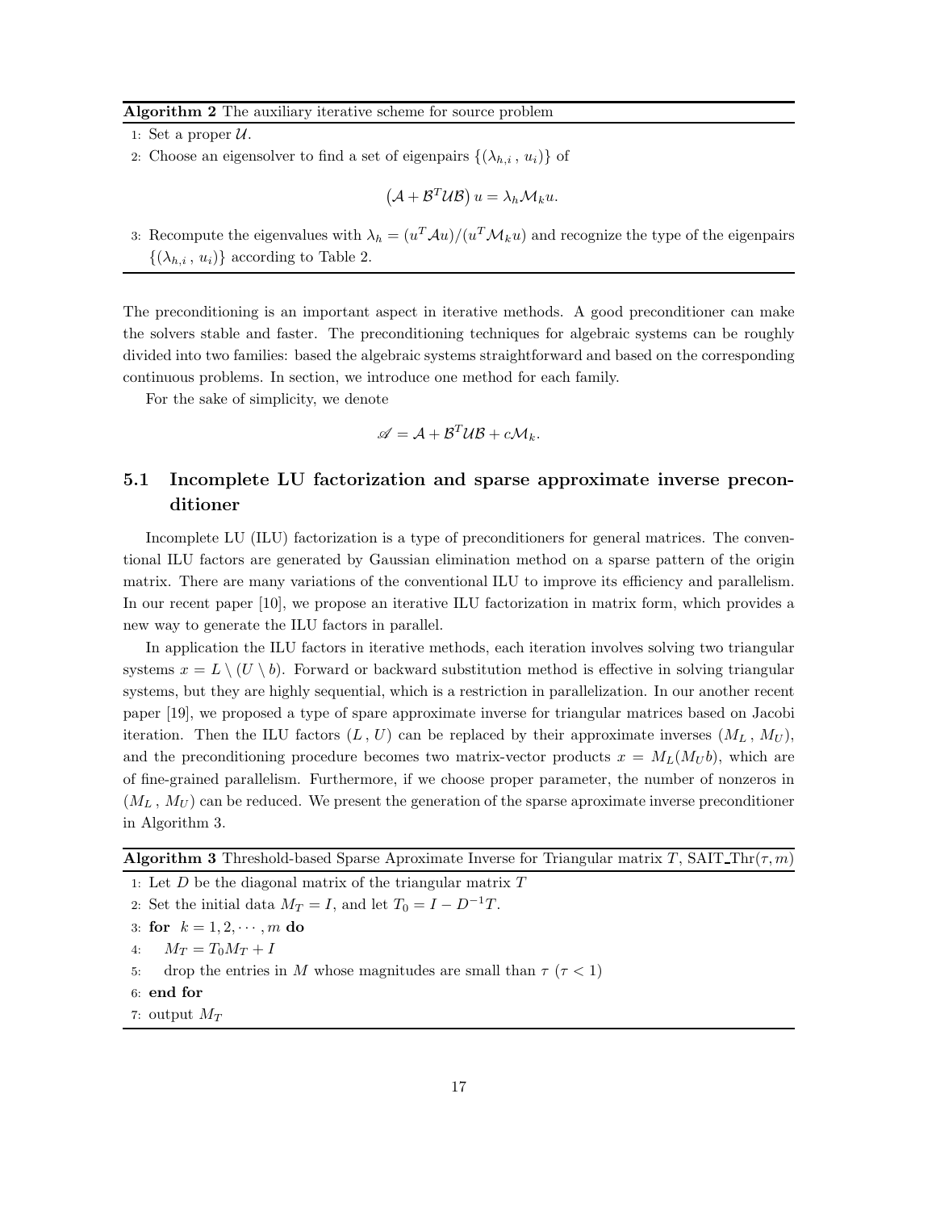**Algorithm 2** The auxiliary iterative scheme for source problem

1: Set a proper $\mathcal{U}$.

2: Choose an eigensolver to find a set of eigenpairs $\{(\lambda_{h,i}\,,\,u_i)\}$ of

$$\left(\mathcal{A} + \mathcal{B}^T\mathcal{U}\mathcal{B}\right) u = \lambda_h \mathcal{M}_k u.$$

3: Recompute the eigenvalues with $\lambda_h = (u^T\mathcal{A}u)/(u^T\mathcal{M}_k u)$ and recognize the type of the eigenpairs $\{(\lambda_{h,i}\,,\,u_i)\}$ according to Table 2.

The preconditioning is an important aspect in iterative methods. A good preconditioner can make the solvers stable and faster. The preconditioning techniques for algebraic systems can be roughly divided into two families: based the algebraic systems straightforward and based on the corresponding continuous problems. In section, we introduce one method for each family.

For the sake of simplicity, we denote

$$\mathscr{A} = \mathcal{A} + \mathcal{B}^T\mathcal{U}\mathcal{B} + c\mathcal{M}_k.$$

## 5.1 Incomplete LU factorization and sparse approximate inverse preconditioner

Incomplete LU (ILU) factorization is a type of preconditioners for general matrices. The conventional ILU factors are generated by Gaussian elimination method on a sparse pattern of the origin matrix. There are many variations of the conventional ILU to improve its efficiency and parallelism. In our recent paper [10], we propose an iterative ILU factorization in matrix form, which provides a new way to generate the ILU factors in parallel.

In application the ILU factors in iterative methods, each iteration involves solving two triangular systems $x = L \setminus (U \setminus b)$. Forward or backward substitution method is effective in solving triangular systems, but they are highly sequential, which is a restriction in parallelization. In our another recent paper [19], we proposed a type of spare approximate inverse for triangular matrices based on Jacobi iteration. Then the ILU factors $(L\,,\,U)$ can be replaced by their approximate inverses $(M_L\,,\,M_U)$, and the preconditioning procedure becomes two matrix-vector products $x = M_L(M_U b)$, which are of fine-grained parallelism. Furthermore, if we choose proper parameter, the number of nonzeros in $(M_L\,,\,M_U)$ can be reduced. We present the generation of the sparse aproximate inverse preconditioner in Algorithm 3.

**Algorithm 3** Threshold-based Sparse Aproximate Inverse for Triangular matrix $T$, SAIT_Thr$(\tau, m)$

1: Let $D$ be the diagonal matrix of the triangular matrix $T$

2: Set the initial data $M_T = I$, and let $T_0 = I - D^{-1}T$.

3: **for** $k = 1, 2, \cdots, m$ **do**

4: $\quad M_T = T_0 M_T + I$

5: $\quad$ drop the entries in $M$ whose magnitudes are small than $\tau$ $(\tau < 1)$

6: **end for**

7: output $M_T$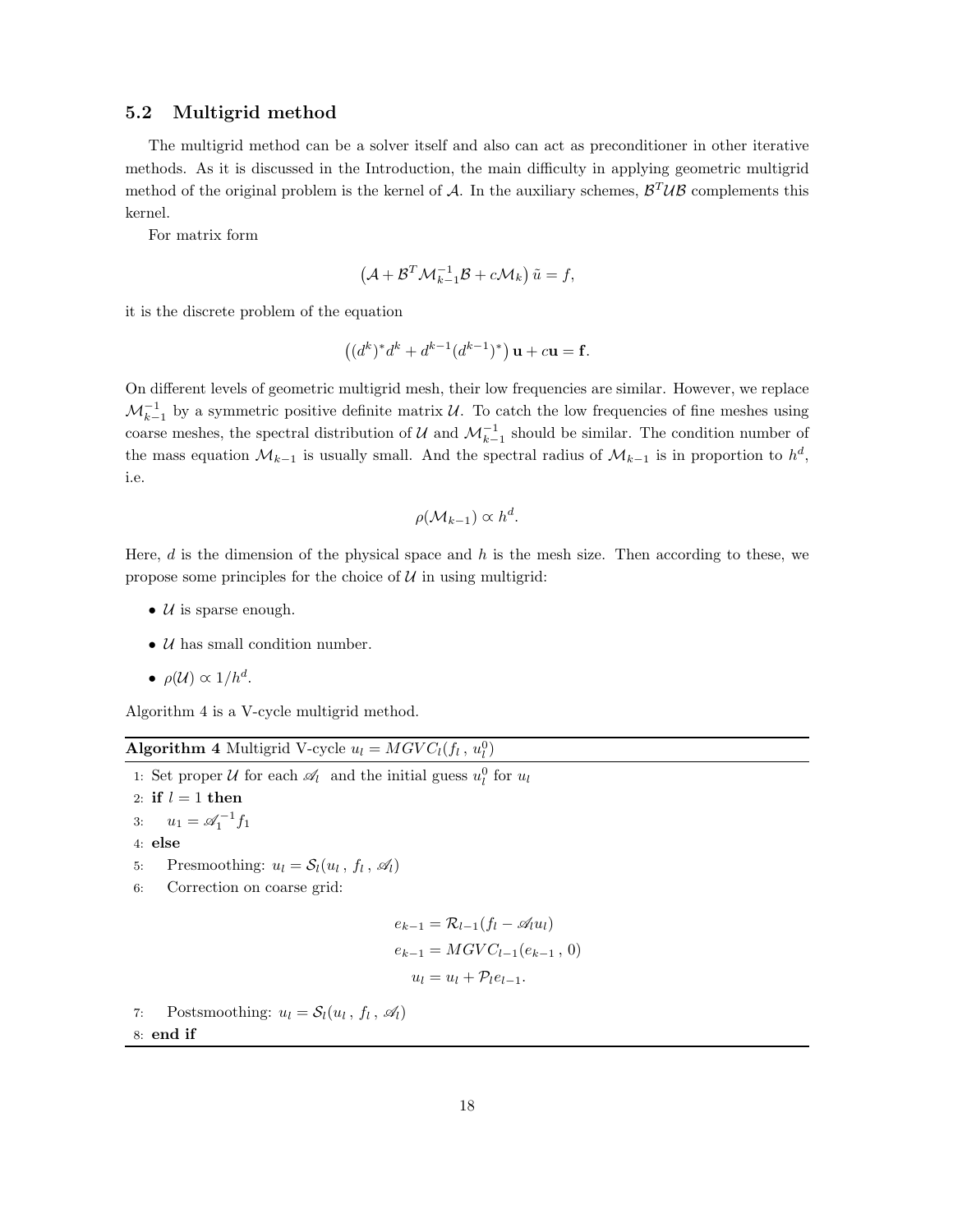### 5.2 Multigrid method

The multigrid method can be a solver itself and also can act as preconditioner in other iterative methods. As it is discussed in the Introduction, the main difficulty in applying geometric multigrid method of the original problem is the kernel of $\mathcal{A}$. In the auxiliary schemes, $\mathcal{B}^T\mathcal{U}\mathcal{B}$ complements this kernel.

For matrix form

$$\left(\mathcal{A} + \mathcal{B}^T\mathcal{M}_{k-1}^{-1}\mathcal{B} + c\mathcal{M}_k\right)\tilde{u} = f,$$

it is the discrete problem of the equation

$$\left((d^k)^* d^k + d^{k-1}(d^{k-1})^*\right)\mathbf{u} + c\mathbf{u} = \mathbf{f}.$$

On different levels of geometric multigrid mesh, their low frequencies are similar. However, we replace $\mathcal{M}_{k-1}^{-1}$ by a symmetric positive definite matrix $\mathcal{U}$. To catch the low frequencies of fine meshes using coarse meshes, the spectral distribution of $\mathcal{U}$ and $\mathcal{M}_{k-1}^{-1}$ should be similar. The condition number of the mass equation $\mathcal{M}_{k-1}$ is usually small. And the spectral radius of $\mathcal{M}_{k-1}$ is in proportion to $h^d$, i.e.

$$\rho(\mathcal{M}_{k-1}) \propto h^d.$$

Here, $d$ is the dimension of the physical space and $h$ is the mesh size. Then according to these, we propose some principles for the choice of $\mathcal{U}$ in using multigrid:

- $\mathcal{U}$ is sparse enough.
- $\mathcal{U}$ has small condition number.
- $\rho(\mathcal{U}) \propto 1/h^d$.

Algorithm 4 is a V-cycle multigrid method.

**Algorithm 4** Multigrid V-cycle $u_l = MGVC_l(f_l\,,\, u_l^0)$

1: Set proper $\mathcal{U}$ for each $\mathscr{A}_l$ and the initial guess $u_l^0$ for $u_l$
2: **if** $l = 1$ **then**
3: $\quad u_1 = \mathscr{A}_1^{-1} f_1$
4: **else**
5: $\quad$ Presmoothing: $u_l = \mathcal{S}_l(u_l\,,\, f_l\,,\, \mathscr{A}_l)$
6: $\quad$ Correction on coarse grid:

$$\begin{aligned} e_{k-1} &= \mathcal{R}_{l-1}(f_l - \mathscr{A}_l u_l) \\ e_{k-1} &= MGVC_{l-1}(e_{k-1}\,,\, 0) \\ u_l &= u_l + \mathcal{P}_l e_{l-1}. \end{aligned}$$

7: $\quad$ Postsmoothing: $u_l = \mathcal{S}_l(u_l\,,\, f_l\,,\, \mathscr{A}_l)$
8: **end if**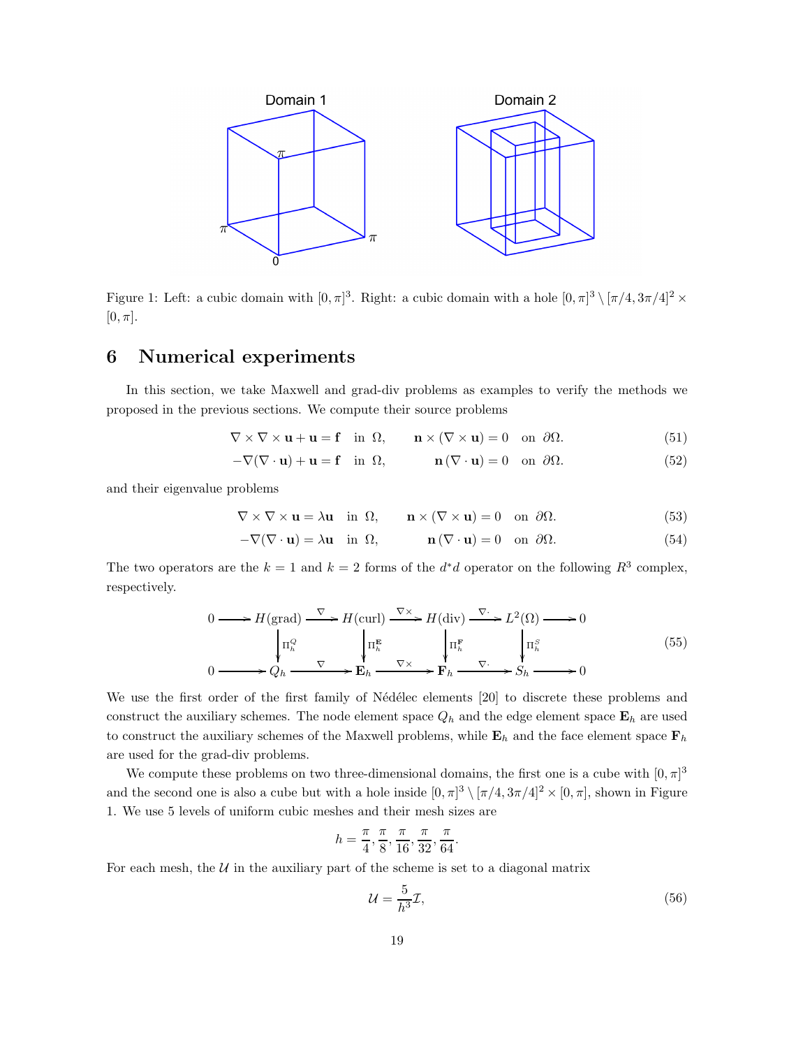Figure 1: Left: a cubic domain with $[0,\pi]^3$. Right: a cubic domain with a hole $[0,\pi]^3 \setminus [\pi/4, 3\pi/4]^2 \times [0,\pi]$.

## 6 Numerical experiments

In this section, we take Maxwell and grad-div problems as examples to verify the methods we proposed in the previous sections. We compute their source problems

$$\nabla \times \nabla \times \mathbf{u} + \mathbf{u} = \mathbf{f} \quad \text{in } \Omega, \qquad \mathbf{n} \times (\nabla \times \mathbf{u}) = 0 \quad \text{on } \partial\Omega. \tag{51}$$

$$-\nabla(\nabla \cdot \mathbf{u}) + \mathbf{u} = \mathbf{f} \quad \text{in } \Omega, \qquad \mathbf{n}\,(\nabla \cdot \mathbf{u}) = 0 \quad \text{on } \partial\Omega. \tag{52}$$

and their eigenvalue problems

$$\nabla \times \nabla \times \mathbf{u} = \lambda \mathbf{u} \quad \text{in } \Omega, \qquad \mathbf{n} \times (\nabla \times \mathbf{u}) = 0 \quad \text{on } \partial\Omega. \tag{53}$$

$$-\nabla(\nabla \cdot \mathbf{u}) = \lambda \mathbf{u} \quad \text{in } \Omega, \qquad \mathbf{n}\,(\nabla \cdot \mathbf{u}) = 0 \quad \text{on } \partial\Omega. \tag{54}$$

The two operators are the $k = 1$ and $k = 2$ forms of the $d^*d$ operator on the following $R^3$ complex, respectively.

$$\begin{array}{ccccccccccc}
0 & \longrightarrow & H(\text{grad}) & \xrightarrow{\nabla} & H(\text{curl}) & \xrightarrow{\nabla\times} & H(\text{div}) & \xrightarrow{\nabla\cdot} & L^2(\Omega) & \longrightarrow & 0 \\
 & & \downarrow \Pi_h^Q & & \downarrow \Pi_h^{\mathbf{E}} & & \downarrow \Pi_h^{\mathbf{F}} & & \downarrow \Pi_h^S & & \\
0 & \longrightarrow & Q_h & \xrightarrow{\nabla} & \mathbf{E}_h & \xrightarrow{\nabla\times} & \mathbf{F}_h & \xrightarrow{\nabla\cdot} & S_h & \longrightarrow & 0
\end{array} \tag{55}$$

We use the first order of the first family of Nédélec elements [20] to discrete these problems and construct the auxiliary schemes. The node element space $Q_h$ and the edge element space $\mathbf{E}_h$ are used to construct the auxiliary schemes of the Maxwell problems, while $\mathbf{E}_h$ and the face element space $\mathbf{F}_h$ are used for the grad-div problems.

We compute these problems on two three-dimensional domains, the first one is a cube with $[0,\pi]^3$ and the second one is also a cube but with a hole inside $[0,\pi]^3 \setminus [\pi/4, 3\pi/4]^2 \times [0,\pi]$, shown in Figure 1. We use 5 levels of uniform cubic meshes and their mesh sizes are

$$h = \frac{\pi}{4}, \frac{\pi}{8}, \frac{\pi}{16}, \frac{\pi}{32}, \frac{\pi}{64}.$$

For each mesh, the $\mathcal{U}$ in the auxiliary part of the scheme is set to a diagonal matrix

$$\mathcal{U} = \frac{5}{h^3}\mathcal{I}, \tag{56}$$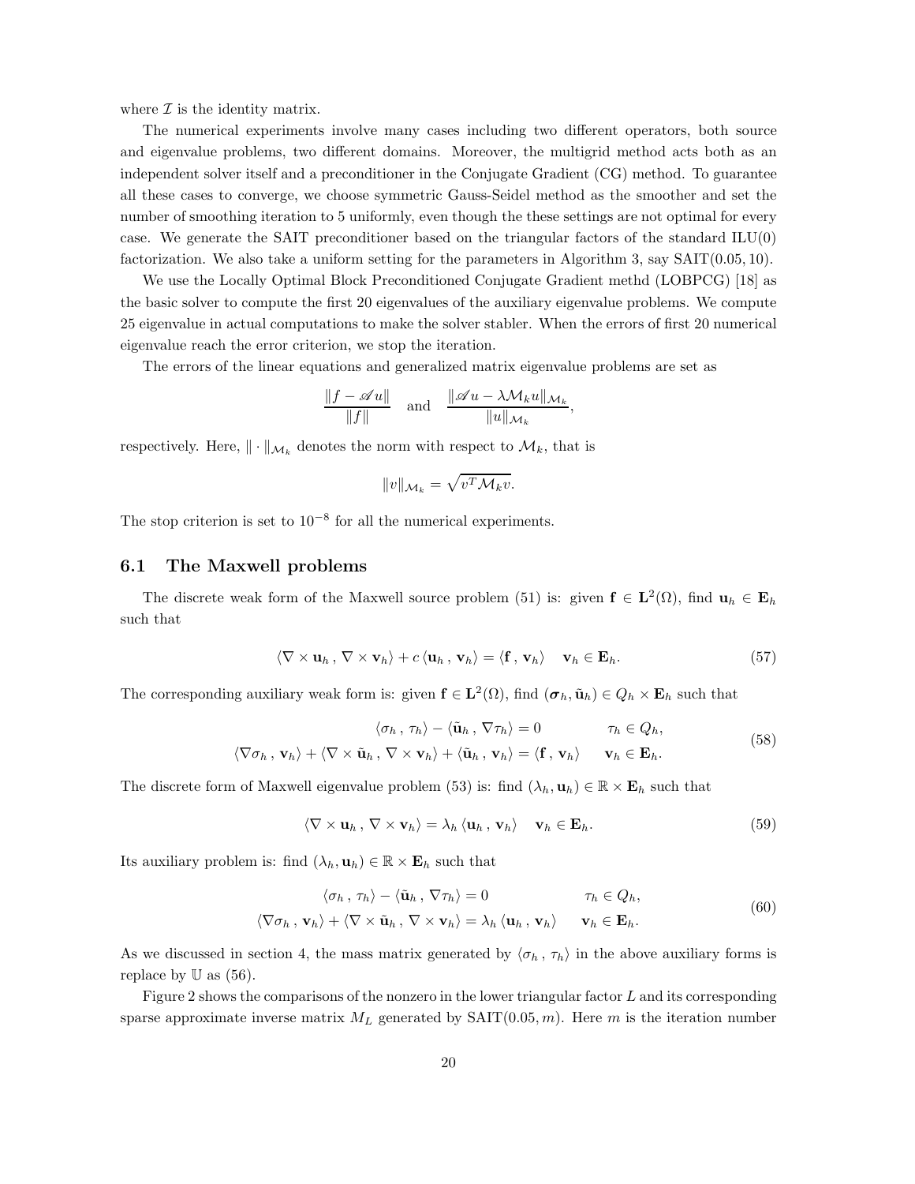where $\mathcal{I}$ is the identity matrix.

The numerical experiments involve many cases including two different operators, both source and eigenvalue problems, two different domains. Moreover, the multigrid method acts both as an independent solver itself and a preconditioner in the Conjugate Gradient (CG) method. To guarantee all these cases to converge, we choose symmetric Gauss-Seidel method as the smoother and set the number of smoothing iteration to 5 uniformly, even though the these settings are not optimal for every case. We generate the SAIT preconditioner based on the triangular factors of the standard ILU(0) factorization. We also take a uniform setting for the parameters in Algorithm 3, say SAIT(0.05, 10).

We use the Locally Optimal Block Preconditioned Conjugate Gradient methd (LOBPCG) [18] as the basic solver to compute the first 20 eigenvalues of the auxiliary eigenvalue problems. We compute 25 eigenvalue in actual computations to make the solver stabler. When the errors of first 20 numerical eigenvalue reach the error criterion, we stop the iteration.

The errors of the linear equations and generalized matrix eigenvalue problems are set as

$$\frac{\|f - \mathscr{A} u\|}{\|f\|} \quad \text{and} \quad \frac{\|\mathscr{A} u - \lambda \mathcal{M}_k u\|_{\mathcal{M}_k}}{\|u\|_{\mathcal{M}_k}},$$

respectively. Here, $\|\cdot\|_{\mathcal{M}_k}$ denotes the norm with respect to $\mathcal{M}_k$, that is

$$\|v\|_{\mathcal{M}_k} = \sqrt{v^T \mathcal{M}_k v}.$$

The stop criterion is set to $10^{-8}$ for all the numerical experiments.

## 6.1 The Maxwell problems

The discrete weak form of the Maxwell source problem (51) is: given $\mathbf{f} \in \mathbf{L}^2(\Omega)$, find $\mathbf{u}_h \in \mathbf{E}_h$ such that

$$\langle \nabla \times \mathbf{u}_h \,,\, \nabla \times \mathbf{v}_h \rangle + c \,\langle \mathbf{u}_h \,,\, \mathbf{v}_h \rangle = \langle \mathbf{f} \,,\, \mathbf{v}_h \rangle \quad \mathbf{v}_h \in \mathbf{E}_h. \tag{57}$$

The corresponding auxiliary weak form is: given $\mathbf{f} \in \mathbf{L}^2(\Omega)$, find $(\boldsymbol{\sigma}_h, \tilde{\mathbf{u}}_h) \in Q_h \times \mathbf{E}_h$ such that

$$\begin{aligned} \langle \sigma_h \,,\, \tau_h \rangle - \langle \tilde{\mathbf{u}}_h \,,\, \nabla \tau_h \rangle &= 0 & \tau_h &\in Q_h, \\ \langle \nabla \sigma_h \,,\, \mathbf{v}_h \rangle + \langle \nabla \times \tilde{\mathbf{u}}_h \,,\, \nabla \times \mathbf{v}_h \rangle + \langle \tilde{\mathbf{u}}_h \,,\, \mathbf{v}_h \rangle &= \langle \mathbf{f} \,,\, \mathbf{v}_h \rangle & \mathbf{v}_h &\in \mathbf{E}_h. \end{aligned} \tag{58}$$

The discrete form of Maxwell eigenvalue problem (53) is: find $(\lambda_h, \mathbf{u}_h) \in \mathbb{R} \times \mathbf{E}_h$ such that

$$\langle \nabla \times \mathbf{u}_h \,,\, \nabla \times \mathbf{v}_h \rangle = \lambda_h \,\langle \mathbf{u}_h \,,\, \mathbf{v}_h \rangle \quad \mathbf{v}_h \in \mathbf{E}_h. \tag{59}$$

Its auxiliary problem is: find $(\lambda_h, \mathbf{u}_h) \in \mathbb{R} \times \mathbf{E}_h$ such that

$$\begin{aligned} \langle \sigma_h \,,\, \tau_h \rangle - \langle \tilde{\mathbf{u}}_h \,,\, \nabla \tau_h \rangle &= 0 & \tau_h &\in Q_h, \\ \langle \nabla \sigma_h \,,\, \mathbf{v}_h \rangle + \langle \nabla \times \tilde{\mathbf{u}}_h \,,\, \nabla \times \mathbf{v}_h \rangle &= \lambda_h \,\langle \mathbf{u}_h \,,\, \mathbf{v}_h \rangle & \mathbf{v}_h &\in \mathbf{E}_h. \end{aligned} \tag{60}$$

As we discussed in section 4, the mass matrix generated by $\langle \sigma_h \,,\, \tau_h \rangle$ in the above auxiliary forms is replace by $\mathbb{U}$ as (56).

Figure 2 shows the comparisons of the nonzero in the lower triangular factor $L$ and its corresponding sparse approximate inverse matrix $M_L$ generated by SAIT$(0.05, m)$. Here $m$ is the iteration number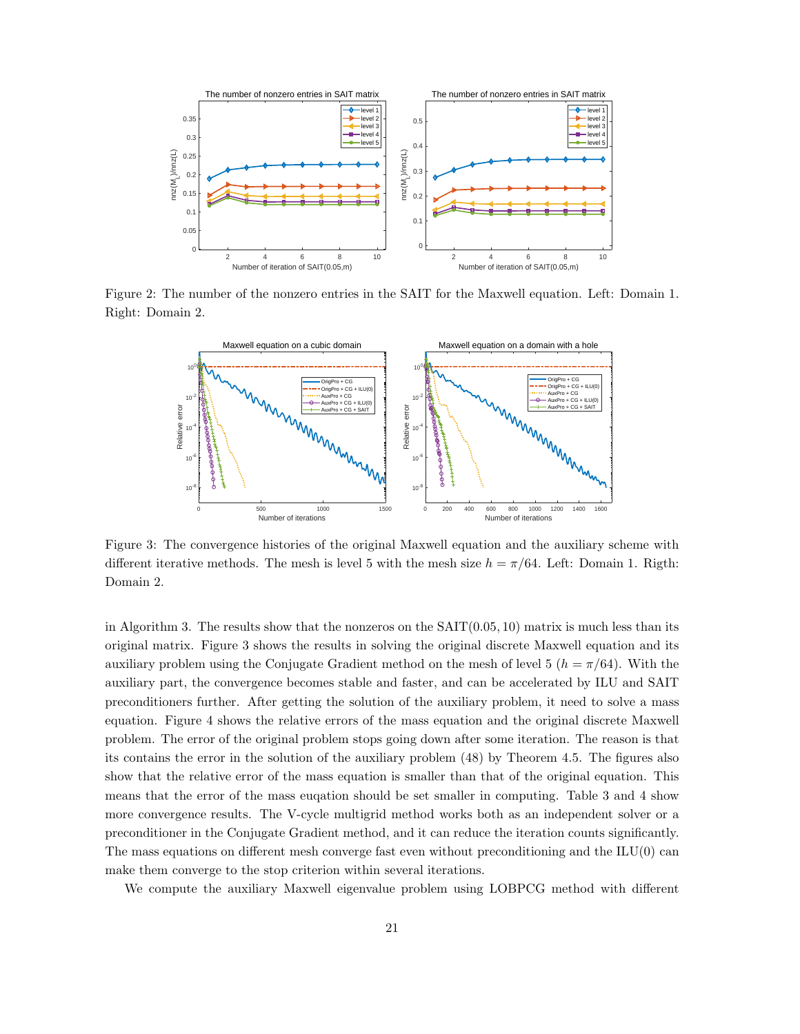Figure 2: The number of the nonzero entries in the SAIT for the Maxwell equation. Left: Domain 1. Right: Domain 2.

Figure 3: The convergence histories of the original Maxwell equation and the auxiliary scheme with different iterative methods. The mesh is level 5 with the mesh size $h = \pi/64$. Left: Domain 1. Rigth: Domain 2.

in Algorithm 3. The results show that the nonzeros on the SAIT$(0.05, 10)$ matrix is much less than its original matrix. Figure 3 shows the results in solving the original discrete Maxwell equation and its auxiliary problem using the Conjugate Gradient method on the mesh of level 5 ($h = \pi/64$). With the auxiliary part, the convergence becomes stable and faster, and can be accelerated by ILU and SAIT preconditioners further. After getting the solution of the auxiliary problem, it need to solve a mass equation. Figure 4 shows the relative errors of the mass equation and the original discrete Maxwell problem. The error of the original problem stops going down after some iteration. The reason is that its contains the error in the solution of the auxiliary problem (48) by Theorem 4.5. The figures also show that the relative error of the mass equation is smaller than that of the original equation. This means that the error of the mass euqation should be set smaller in computing. Table 3 and 4 show more convergence results. The V-cycle multigrid method works both as an independent solver or a preconditioner in the Conjugate Gradient method, and it can reduce the iteration counts significantly. The mass equations on different mesh converge fast even without preconditioning and the ILU(0) can make them converge to the stop criterion within several iterations.

We compute the auxiliary Maxwell eigenvalue problem using LOBPCG method with different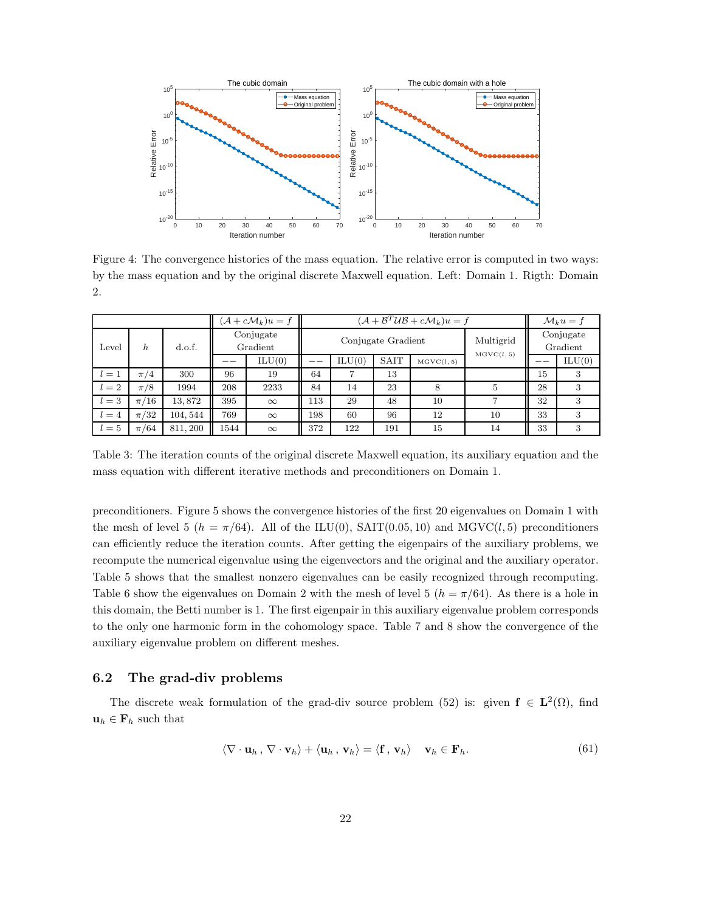Figure 4: The convergence histories of the mass equation. The relative error is computed in two ways: by the mass equation and by the original discrete Maxwell equation. Left: Domain 1. Rigth: Domain 2.

| | | | $(\mathcal{A} + c\mathcal{M}_k)u = f$ | | $(\mathcal{A} + \mathcal{B}^T\mathcal{U}\mathcal{B} + c\mathcal{M}_k)u = f$ | | | | | $\mathcal{M}_k u = f$ | |
|---|---|---|---|---|---|---|---|---|---|---|---|
| Level | $h$ | d.o.f. | Conjugate Gradient | | Conjugate Gradient | | | | Multigrid MGVC$(l,5)$ | Conjugate Gradient | |
| | | | $--$ | ILU(0) | $--$ | ILU(0) | SAIT | MGVC$(l,5)$ | | $--$ | ILU(0) |
| $l=1$ | $\pi/4$ | 300 | 96 | 19 | 64 | 7 | 13 | | | 15 | 3 |
| $l=2$ | $\pi/8$ | 1994 | 208 | 2233 | 84 | 14 | 23 | 8 | 5 | 28 | 3 |
| $l=3$ | $\pi/16$ | 13,872 | 395 | $\infty$ | 113 | 29 | 48 | 10 | 7 | 32 | 3 |
| $l=4$ | $\pi/32$ | 104,544 | 769 | $\infty$ | 198 | 60 | 96 | 12 | 10 | 33 | 3 |
| $l=5$ | $\pi/64$ | 811,200 | 1544 | $\infty$ | 372 | 122 | 191 | 15 | 14 | 33 | 3 |

Table 3: The iteration counts of the original discrete Maxwell equation, its auxiliary equation and the mass equation with different iterative methods and preconditioners on Domain 1.

preconditioners. Figure 5 shows the convergence histories of the first 20 eigenvalues on Domain 1 with the mesh of level 5 ($h = \pi/64$). All of the ILU(0), SAIT(0.05, 10) and MGVC$(l, 5)$ preconditioners can efficiently reduce the iteration counts. After getting the eigenpairs of the auxiliary problems, we recompute the numerical eigenvalue using the eigenvectors and the original and the auxiliary operator. Table 5 shows that the smallest nonzero eigenvalues can be easily recognized through recomputing. Table 6 show the eigenvalues on Domain 2 with the mesh of level 5 ($h = \pi/64$). As there is a hole in this domain, the Betti number is 1. The first eigenpair in this auxiliary eigenvalue problem corresponds to the only one harmonic form in the cohomology space. Table 7 and 8 show the convergence of the auxiliary eigenvalue problem on different meshes.

## 6.2 The grad-div problems

The discrete weak formulation of the grad-div source problem (52) is: given $\mathbf{f} \in \mathbf{L}^2(\Omega)$, find $\mathbf{u}_h \in \mathbf{F}_h$ such that

$$\langle \nabla \cdot \mathbf{u}_h \,,\, \nabla \cdot \mathbf{v}_h \rangle + \langle \mathbf{u}_h \,,\, \mathbf{v}_h \rangle = \langle \mathbf{f} \,,\, \mathbf{v}_h \rangle \quad \mathbf{v}_h \in \mathbf{F}_h. \tag{61}$$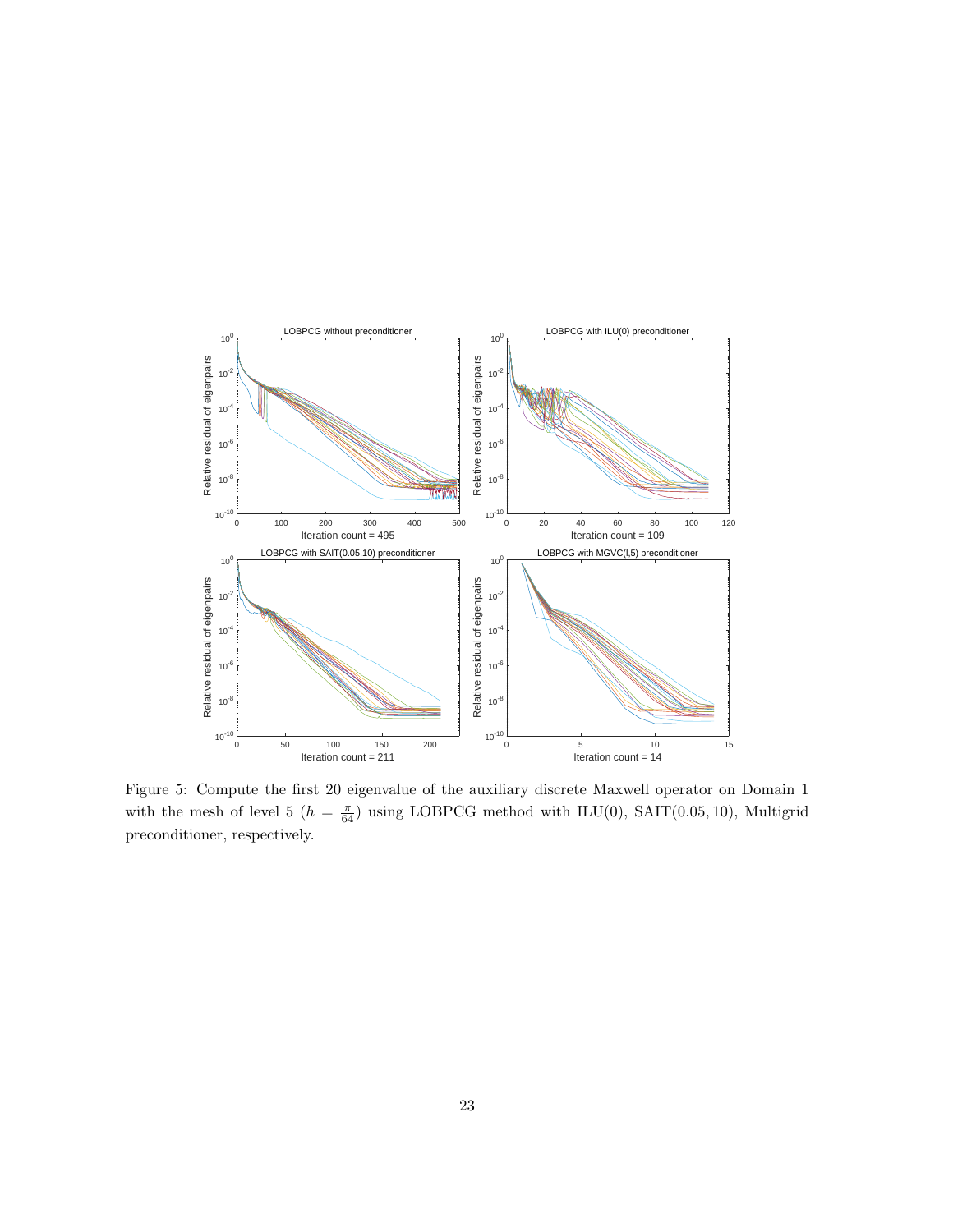Figure 5: Compute the first 20 eigenvalue of the auxiliary discrete Maxwell operator on Domain 1 with the mesh of level 5 ($h = \frac{\pi}{64}$) using LOBPCG method with ILU(0), SAIT(0.05, 10), Multigrid preconditioner, respectively.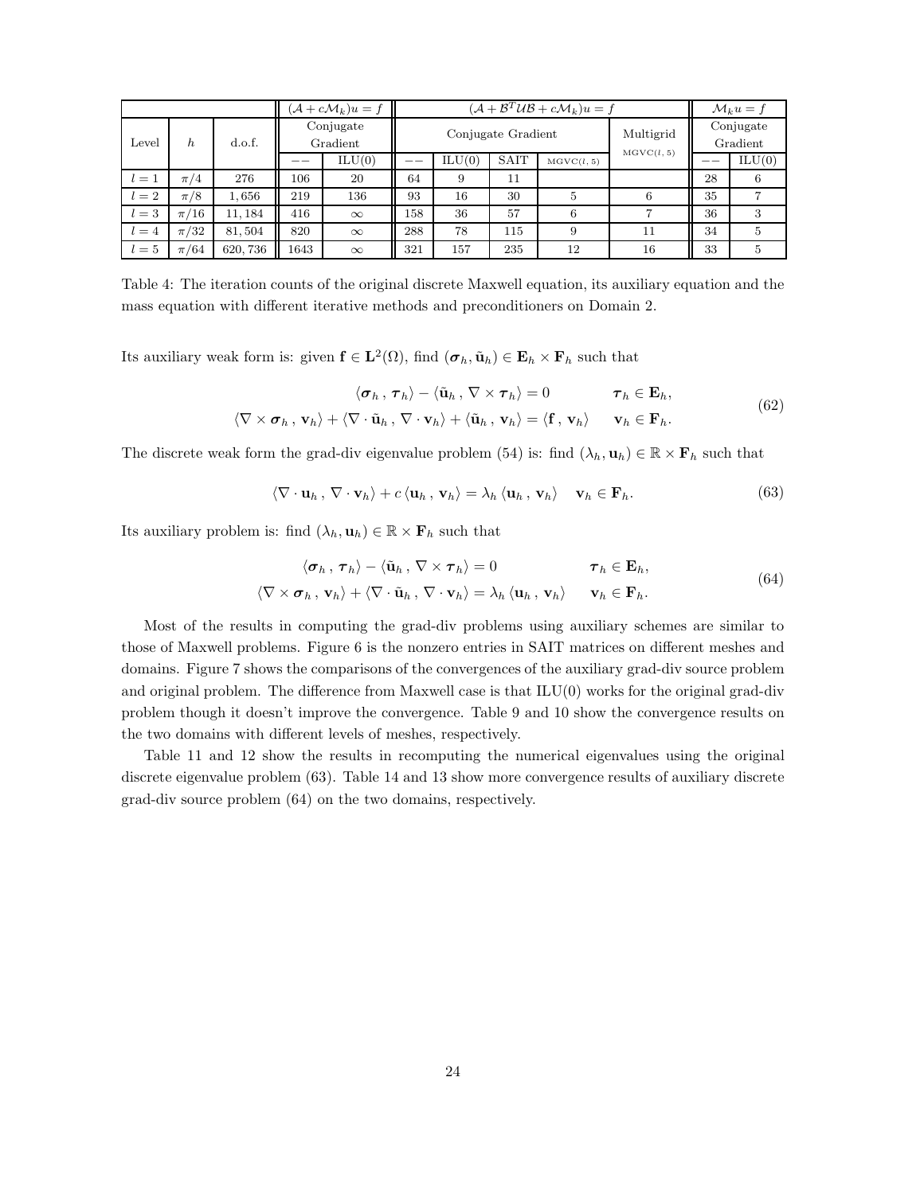| Level | $h$ | d.o.f. | $(\mathcal{A}+c\mathcal{M}_k)u=f$ | | $(\mathcal{A}+\mathcal{B}^T\mathcal{U}\mathcal{B}+c\mathcal{M}_k)u=f$ | | | | | $\mathcal{M}_k u=f$ | |
|---|---|---|---|---|---|---|---|---|---|---|---|
| | | | Conjugate Gradient | | Conjugate Gradient | | | | Multigrid | Conjugate Gradient | |
| | | | $--$ | ILU(0) | $--$ | ILU(0) | SAIT | MGVC($l$, 5) | MGVC($l$, 5) | $--$ | ILU(0) |
| $l=1$ | $\pi/4$ | 276 | 106 | 20 | 64 | 9 | 11 | | | 28 | 6 |
| $l=2$ | $\pi/8$ | 1,656 | 219 | 136 | 93 | 16 | 30 | 5 | 6 | 35 | 7 |
| $l=3$ | $\pi/16$ | 11,184 | 416 | $\infty$ | 158 | 36 | 57 | 6 | 7 | 36 | 3 |
| $l=4$ | $\pi/32$ | 81,504 | 820 | $\infty$ | 288 | 78 | 115 | 9 | 11 | 34 | 5 |
| $l=5$ | $\pi/64$ | 620,736 | 1643 | $\infty$ | 321 | 157 | 235 | 12 | 16 | 33 | 5 |

Table 4: The iteration counts of the original discrete Maxwell equation, its auxiliary equation and the mass equation with different iterative methods and preconditioners on Domain 2.

Its auxiliary weak form is: given $\mathbf{f} \in \mathbf{L}^2(\Omega)$, find $(\boldsymbol{\sigma}_h, \tilde{\mathbf{u}}_h) \in \mathbf{E}_h \times \mathbf{F}_h$ such that

$$
\begin{aligned}
\langle \boldsymbol{\sigma}_h \,,\, \boldsymbol{\tau}_h \rangle - \langle \tilde{\mathbf{u}}_h \,,\, \nabla \times \boldsymbol{\tau}_h \rangle &= 0 \qquad && \boldsymbol{\tau}_h \in \mathbf{E}_h, \\
\langle \nabla \times \boldsymbol{\sigma}_h \,,\, \mathbf{v}_h \rangle + \langle \nabla \cdot \tilde{\mathbf{u}}_h \,,\, \nabla \cdot \mathbf{v}_h \rangle + \langle \tilde{\mathbf{u}}_h \,,\, \mathbf{v}_h \rangle &= \langle \mathbf{f} \,,\, \mathbf{v}_h \rangle \qquad && \mathbf{v}_h \in \mathbf{F}_h.
\end{aligned} \tag{62}
$$

The discrete weak form the grad-div eigenvalue problem (54) is: find $(\lambda_h, \mathbf{u}_h) \in \mathbb{R} \times \mathbf{F}_h$ such that

$$
\langle \nabla \cdot \mathbf{u}_h \,,\, \nabla \cdot \mathbf{v}_h \rangle + c \, \langle \mathbf{u}_h \,,\, \mathbf{v}_h \rangle = \lambda_h \, \langle \mathbf{u}_h \,,\, \mathbf{v}_h \rangle \quad \mathbf{v}_h \in \mathbf{F}_h. \tag{63}
$$

Its auxiliary problem is: find $(\lambda_h, \mathbf{u}_h) \in \mathbb{R} \times \mathbf{F}_h$ such that

$$
\begin{aligned}
\langle \boldsymbol{\sigma}_h \,,\, \boldsymbol{\tau}_h \rangle - \langle \tilde{\mathbf{u}}_h \,,\, \nabla \times \boldsymbol{\tau}_h \rangle &= 0 \qquad && \boldsymbol{\tau}_h \in \mathbf{E}_h, \\
\langle \nabla \times \boldsymbol{\sigma}_h \,,\, \mathbf{v}_h \rangle + \langle \nabla \cdot \tilde{\mathbf{u}}_h \,,\, \nabla \cdot \mathbf{v}_h \rangle &= \lambda_h \, \langle \mathbf{u}_h \,,\, \mathbf{v}_h \rangle \qquad && \mathbf{v}_h \in \mathbf{F}_h.
\end{aligned} \tag{64}
$$

Most of the results in computing the grad-div problems using auxiliary schemes are similar to those of Maxwell problems. Figure 6 is the nonzero entries in SAIT matrices on different meshes and domains. Figure 7 shows the comparisons of the convergences of the auxiliary grad-div source problem and original problem. The difference from Maxwell case is that ILU(0) works for the original grad-div problem though it doesn't improve the convergence. Table 9 and 10 show the convergence results on the two domains with different levels of meshes, respectively.

Table 11 and 12 show the results in recomputing the numerical eigenvalues using the original discrete eigenvalue problem (63). Table 14 and 13 show more convergence results of auxiliary discrete grad-div source problem (64) on the two domains, respectively.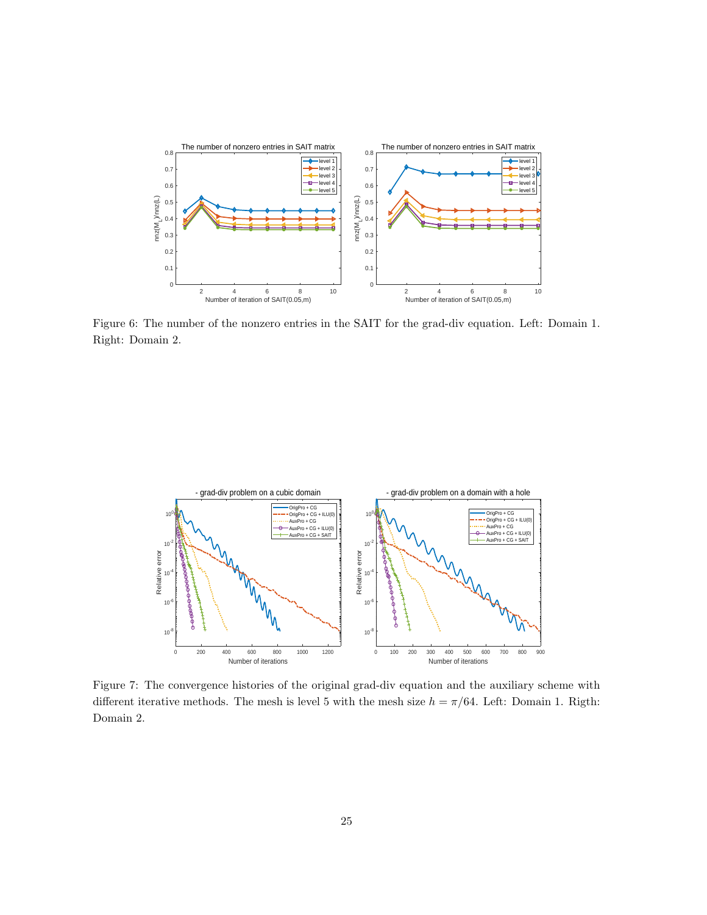Figure 6: The number of the nonzero entries in the SAIT for the grad-div equation. Left: Domain 1. Right: Domain 2.

Figure 7: The convergence histories of the original grad-div equation and the auxiliary scheme with different iterative methods. The mesh is level 5 with the mesh size $h = \pi/64$. Left: Domain 1. Rigth: Domain 2.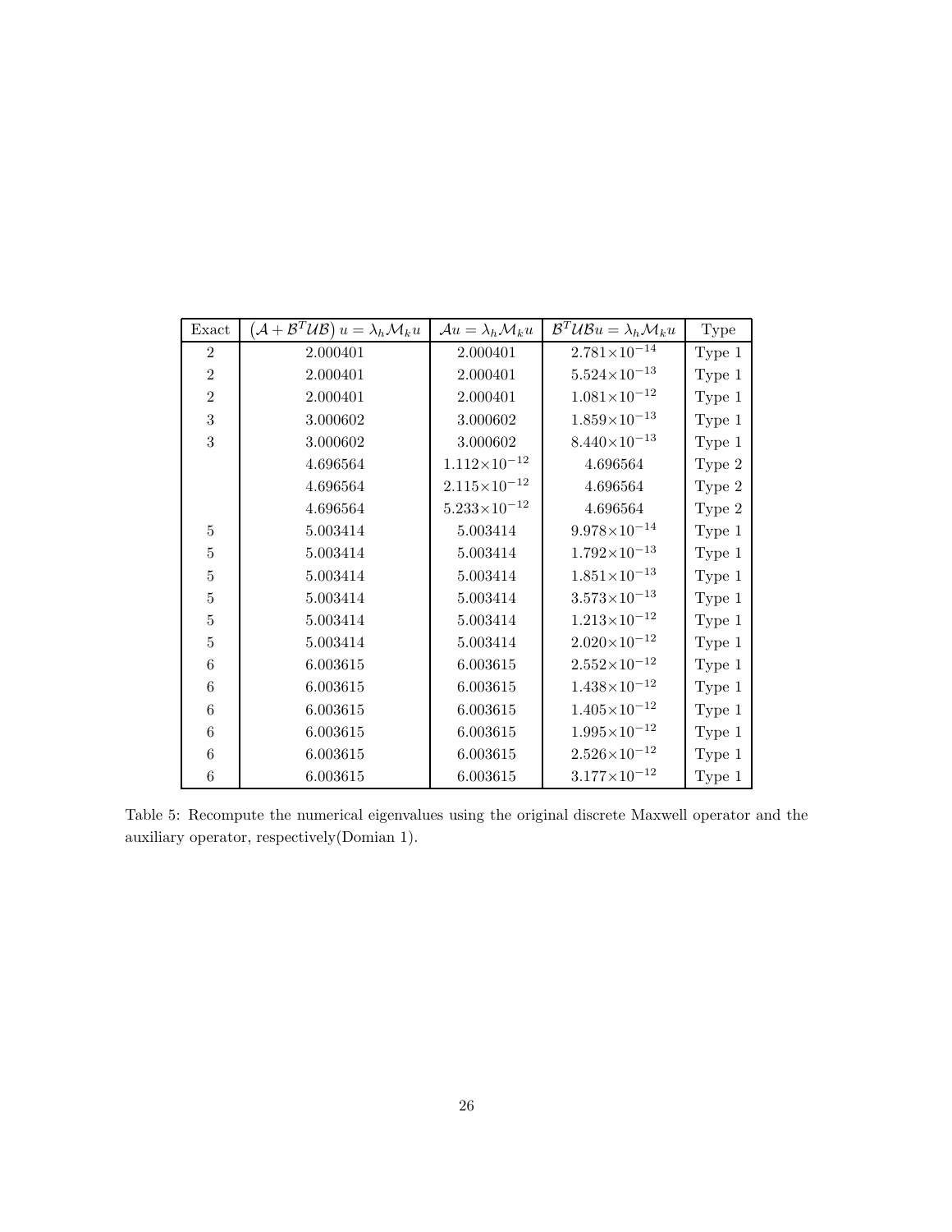| Exact | $(\mathcal{A}+\mathcal{B}^T\mathcal{U}\mathcal{B})\,u=\lambda_h\mathcal{M}_k u$ | $\mathcal{A}u=\lambda_h\mathcal{M}_k u$ | $\mathcal{B}^T\mathcal{U}\mathcal{B}u=\lambda_h\mathcal{M}_k u$ | Type |
|---|---|---|---|---|
| 2 | 2.000401 | 2.000401 | $2.781\times10^{-14}$ | Type 1 |
| 2 | 2.000401 | 2.000401 | $5.524\times10^{-13}$ | Type 1 |
| 2 | 2.000401 | 2.000401 | $1.081\times10^{-12}$ | Type 1 |
| 3 | 3.000602 | 3.000602 | $1.859\times10^{-13}$ | Type 1 |
| 3 | 3.000602 | 3.000602 | $8.440\times10^{-13}$ | Type 1 |
| | 4.696564 | $1.112\times10^{-12}$ | 4.696564 | Type 2 |
| | 4.696564 | $2.115\times10^{-12}$ | 4.696564 | Type 2 |
| | 4.696564 | $5.233\times10^{-12}$ | 4.696564 | Type 2 |
| 5 | 5.003414 | 5.003414 | $9.978\times10^{-14}$ | Type 1 |
| 5 | 5.003414 | 5.003414 | $1.792\times10^{-13}$ | Type 1 |
| 5 | 5.003414 | 5.003414 | $1.851\times10^{-13}$ | Type 1 |
| 5 | 5.003414 | 5.003414 | $3.573\times10^{-13}$ | Type 1 |
| 5 | 5.003414 | 5.003414 | $1.213\times10^{-12}$ | Type 1 |
| 5 | 5.003414 | 5.003414 | $2.020\times10^{-12}$ | Type 1 |
| 6 | 6.003615 | 6.003615 | $2.552\times10^{-12}$ | Type 1 |
| 6 | 6.003615 | 6.003615 | $1.438\times10^{-12}$ | Type 1 |
| 6 | 6.003615 | 6.003615 | $1.405\times10^{-12}$ | Type 1 |
| 6 | 6.003615 | 6.003615 | $1.995\times10^{-12}$ | Type 1 |
| 6 | 6.003615 | 6.003615 | $2.526\times10^{-12}$ | Type 1 |
| 6 | 6.003615 | 6.003615 | $3.177\times10^{-12}$ | Type 1 |

Table 5: Recompute the numerical eigenvalues using the original discrete Maxwell operator and the auxiliary operator, respectively(Domian 1).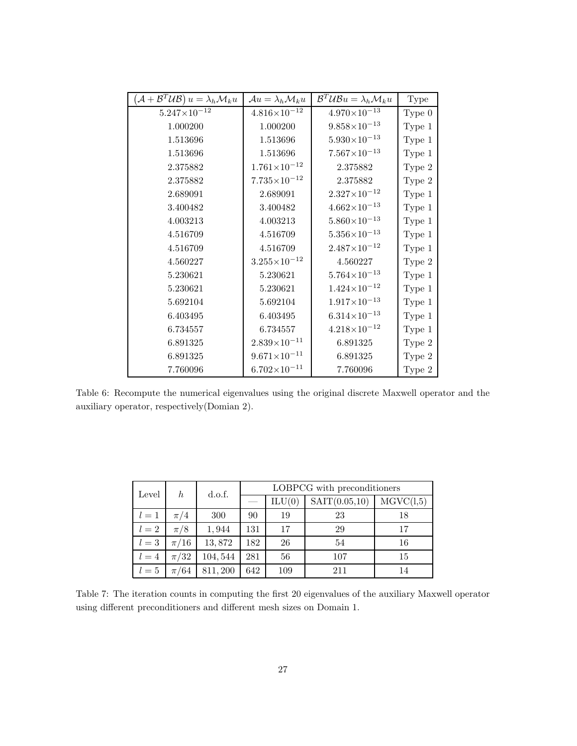| $\left(\mathcal{A}+\mathcal{B}^T\mathcal{U}\mathcal{B}\right)u=\lambda_h\mathcal{M}_k u$ | $\mathcal{A}u=\lambda_h\mathcal{M}_k u$ | $\mathcal{B}^T\mathcal{U}\mathcal{B}u=\lambda_h\mathcal{M}_k u$ | Type |
|---|---|---|---|
| $5.247\times10^{-12}$ | $4.816\times10^{-12}$ | $4.970\times10^{-13}$ | Type 0 |
| 1.000200 | 1.000200 | $9.858\times10^{-13}$ | Type 1 |
| 1.513696 | 1.513696 | $5.930\times10^{-13}$ | Type 1 |
| 1.513696 | 1.513696 | $7.567\times10^{-13}$ | Type 1 |
| 2.375882 | $1.761\times10^{-12}$ | 2.375882 | Type 2 |
| 2.375882 | $7.735\times10^{-12}$ | 2.375882 | Type 2 |
| 2.689091 | 2.689091 | $2.327\times10^{-12}$ | Type 1 |
| 3.400482 | 3.400482 | $4.662\times10^{-13}$ | Type 1 |
| 4.003213 | 4.003213 | $5.860\times10^{-13}$ | Type 1 |
| 4.516709 | 4.516709 | $5.356\times10^{-13}$ | Type 1 |
| 4.516709 | 4.516709 | $2.487\times10^{-12}$ | Type 1 |
| 4.560227 | $3.255\times10^{-12}$ | 4.560227 | Type 2 |
| 5.230621 | 5.230621 | $5.764\times10^{-13}$ | Type 1 |
| 5.230621 | 5.230621 | $1.424\times10^{-12}$ | Type 1 |
| 5.692104 | 5.692104 | $1.917\times10^{-13}$ | Type 1 |
| 6.403495 | 6.403495 | $6.314\times10^{-13}$ | Type 1 |
| 6.734557 | 6.734557 | $4.218\times10^{-12}$ | Type 1 |
| 6.891325 | $2.839\times10^{-11}$ | 6.891325 | Type 2 |
| 6.891325 | $9.671\times10^{-11}$ | 6.891325 | Type 2 |
| 7.760096 | $6.702\times10^{-11}$ | 7.760096 | Type 2 |

Table 6: Recompute the numerical eigenvalues using the original discrete Maxwell operator and the auxiliary operator, respectively(Domian 2).

| Level | $h$ | d.o.f. | LOBPCG with preconditioners | | | |
|---|---|---|---|---|---|---|
| | | | — | ILU(0) | SAIT(0.05,10) | MGVC(1,5) |
| $l=1$ | $\pi/4$ | 300 | 90 | 19 | 23 | 18 |
| $l=2$ | $\pi/8$ | 1,944 | 131 | 17 | 29 | 17 |
| $l=3$ | $\pi/16$ | 13,872 | 182 | 26 | 54 | 16 |
| $l=4$ | $\pi/32$ | 104,544 | 281 | 56 | 107 | 15 |
| $l=5$ | $\pi/64$ | 811,200 | 642 | 109 | 211 | 14 |

Table 7: The iteration counts in computing the first 20 eigenvalues of the auxiliary Maxwell operator using different preconditioners and different mesh sizes on Domain 1.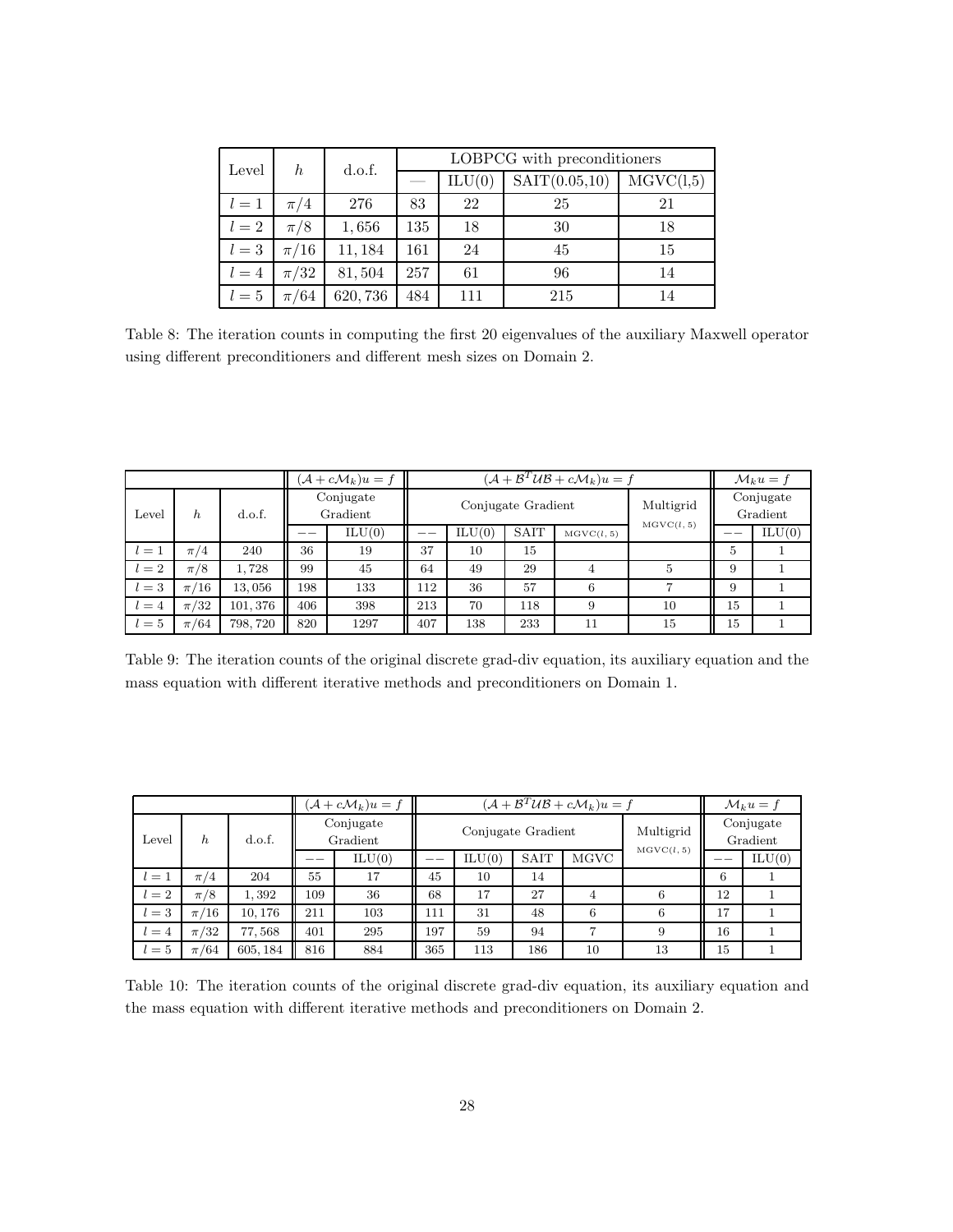| Level | $h$ | d.o.f. | LOBPCG with preconditioners | | | |
|---|---|---|---|---|---|---|
| | | | — | ILU(0) | SAIT(0.05,10) | MGVC(l,5) |
| $l=1$ | $\pi/4$ | 276 | 83 | 22 | 25 | 21 |
| $l=2$ | $\pi/8$ | $1,656$ | 135 | 18 | 30 | 18 |
| $l=3$ | $\pi/16$ | $11,184$ | 161 | 24 | 45 | 15 |
| $l=4$ | $\pi/32$ | $81,504$ | 257 | 61 | 96 | 14 |
| $l=5$ | $\pi/64$ | $620,736$ | 484 | 111 | 215 | 14 |

Table 8: The iteration counts in computing the first 20 eigenvalues of the auxiliary Maxwell operator using different preconditioners and different mesh sizes on Domain 2.

| | | | $(\mathcal{A}+c\mathcal{M}_k)u=f$ | | $(\mathcal{A}+\mathcal{B}^T\mathcal{U}\mathcal{B}+c\mathcal{M}_k)u=f$ | | | | | $\mathcal{M}_k u=f$ | |
|---|---|---|---|---|---|---|---|---|---|---|---|
| Level | $h$ | d.o.f. | Conjugate Gradient | | Conjugate Gradient | | | | Multigrid | Conjugate Gradient | |
| | | | $--$ | ILU(0) | $--$ | ILU(0) | SAIT | MGVC$(l,5)$ | MGVC$(l,5)$ | $--$ | ILU(0) |
| $l=1$ | $\pi/4$ | 240 | 36 | 19 | 37 | 10 | 15 | | | 5 | 1 |
| $l=2$ | $\pi/8$ | $1,728$ | 99 | 45 | 64 | 49 | 29 | 4 | 5 | 9 | 1 |
| $l=3$ | $\pi/16$ | $13,056$ | 198 | 133 | 112 | 36 | 57 | 6 | 7 | 9 | 1 |
| $l=4$ | $\pi/32$ | $101,376$ | 406 | 398 | 213 | 70 | 118 | 9 | 10 | 15 | 1 |
| $l=5$ | $\pi/64$ | $798,720$ | 820 | 1297 | 407 | 138 | 233 | 11 | 15 | 15 | 1 |

Table 9: The iteration counts of the original discrete grad-div equation, its auxiliary equation and the mass equation with different iterative methods and preconditioners on Domain 1.

| | | | $(\mathcal{A}+c\mathcal{M}_k)u=f$ | | $(\mathcal{A}+\mathcal{B}^T\mathcal{U}\mathcal{B}+c\mathcal{M}_k)u=f$ | | | | | $\mathcal{M}_k u=f$ | |
|---|---|---|---|---|---|---|---|---|---|---|---|
| Level | $h$ | d.o.f. | Conjugate Gradient | | Conjugate Gradient | | | | Multigrid | Conjugate Gradient | |
| | | | $--$ | ILU(0) | $--$ | ILU(0) | SAIT | MGVC | MGVC$(l,5)$ | $--$ | ILU(0) |
| $l=1$ | $\pi/4$ | 204 | 55 | 17 | 45 | 10 | 14 | | | 6 | 1 |
| $l=2$ | $\pi/8$ | $1,392$ | 109 | 36 | 68 | 17 | 27 | 4 | 6 | 12 | 1 |
| $l=3$ | $\pi/16$ | $10,176$ | 211 | 103 | 111 | 31 | 48 | 6 | 6 | 17 | 1 |
| $l=4$ | $\pi/32$ | $77,568$ | 401 | 295 | 197 | 59 | 94 | 7 | 9 | 16 | 1 |
| $l=5$ | $\pi/64$ | $605,184$ | 816 | 884 | 365 | 113 | 186 | 10 | 13 | 15 | 1 |

Table 10: The iteration counts of the original discrete grad-div equation, its auxiliary equation and the mass equation with different iterative methods and preconditioners on Domain 2.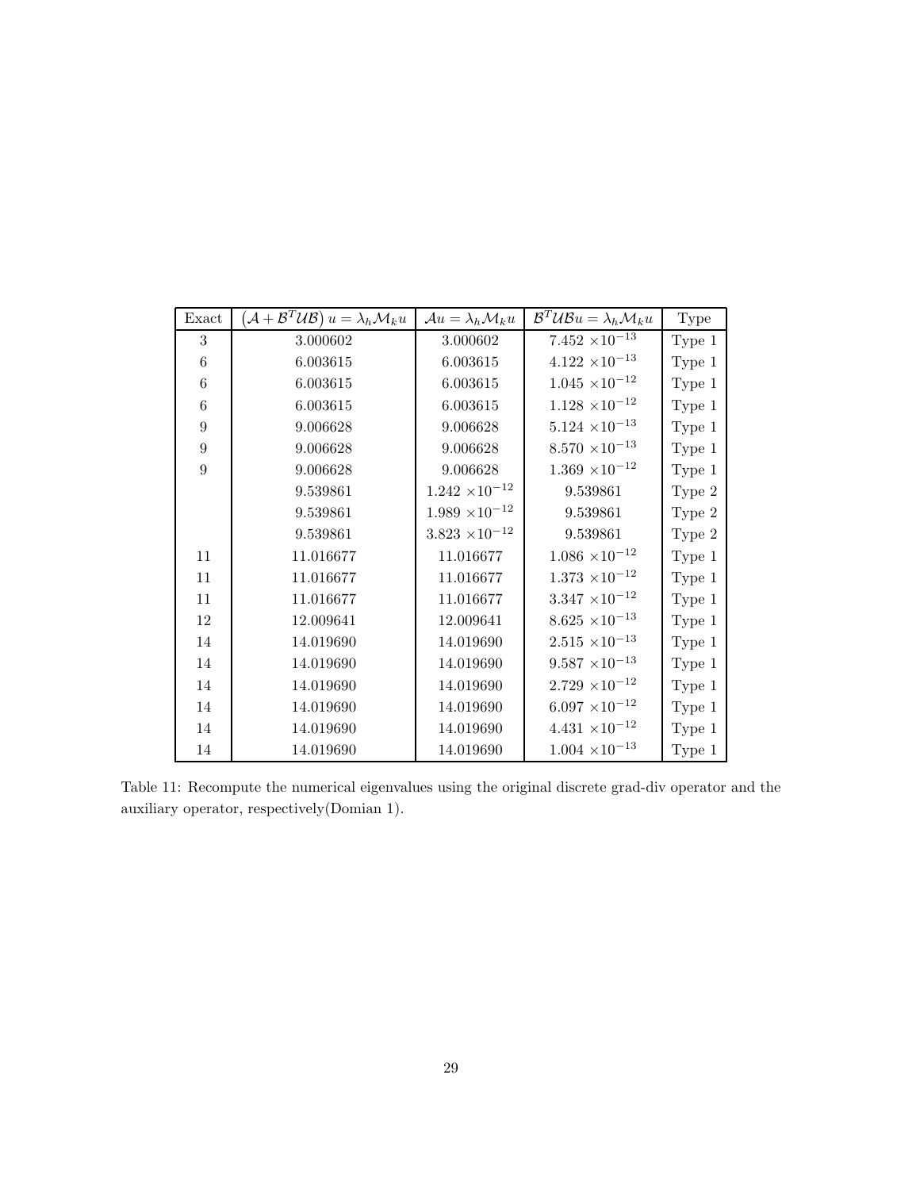| Exact | $(\mathcal{A}+\mathcal{B}^T\mathcal{U}\mathcal{B})\,u=\lambda_h\mathcal{M}_k u$ | $\mathcal{A}u=\lambda_h\mathcal{M}_k u$ | $\mathcal{B}^T\mathcal{U}\mathcal{B}u=\lambda_h\mathcal{M}_k u$ | Type |
|---|---|---|---|---|
| 3 | 3.000602 | 3.000602 | $7.452\times10^{-13}$ | Type 1 |
| 6 | 6.003615 | 6.003615 | $4.122\times10^{-13}$ | Type 1 |
| 6 | 6.003615 | 6.003615 | $1.045\times10^{-12}$ | Type 1 |
| 6 | 6.003615 | 6.003615 | $1.128\times10^{-12}$ | Type 1 |
| 9 | 9.006628 | 9.006628 | $5.124\times10^{-13}$ | Type 1 |
| 9 | 9.006628 | 9.006628 | $8.570\times10^{-13}$ | Type 1 |
| 9 | 9.006628 | 9.006628 | $1.369\times10^{-12}$ | Type 1 |
| | 9.539861 | $1.242\times10^{-12}$ | 9.539861 | Type 2 |
| | 9.539861 | $1.989\times10^{-12}$ | 9.539861 | Type 2 |
| | 9.539861 | $3.823\times10^{-12}$ | 9.539861 | Type 2 |
| 11 | 11.016677 | 11.016677 | $1.086\times10^{-12}$ | Type 1 |
| 11 | 11.016677 | 11.016677 | $1.373\times10^{-12}$ | Type 1 |
| 11 | 11.016677 | 11.016677 | $3.347\times10^{-12}$ | Type 1 |
| 12 | 12.009641 | 12.009641 | $8.625\times10^{-13}$ | Type 1 |
| 14 | 14.019690 | 14.019690 | $2.515\times10^{-13}$ | Type 1 |
| 14 | 14.019690 | 14.019690 | $9.587\times10^{-13}$ | Type 1 |
| 14 | 14.019690 | 14.019690 | $2.729\times10^{-12}$ | Type 1 |
| 14 | 14.019690 | 14.019690 | $6.097\times10^{-12}$ | Type 1 |
| 14 | 14.019690 | 14.019690 | $4.431\times10^{-12}$ | Type 1 |
| 14 | 14.019690 | 14.019690 | $1.004\times10^{-13}$ | Type 1 |

Table 11: Recompute the numerical eigenvalues using the original discrete grad-div operator and the auxiliary operator, respectively(Domian 1).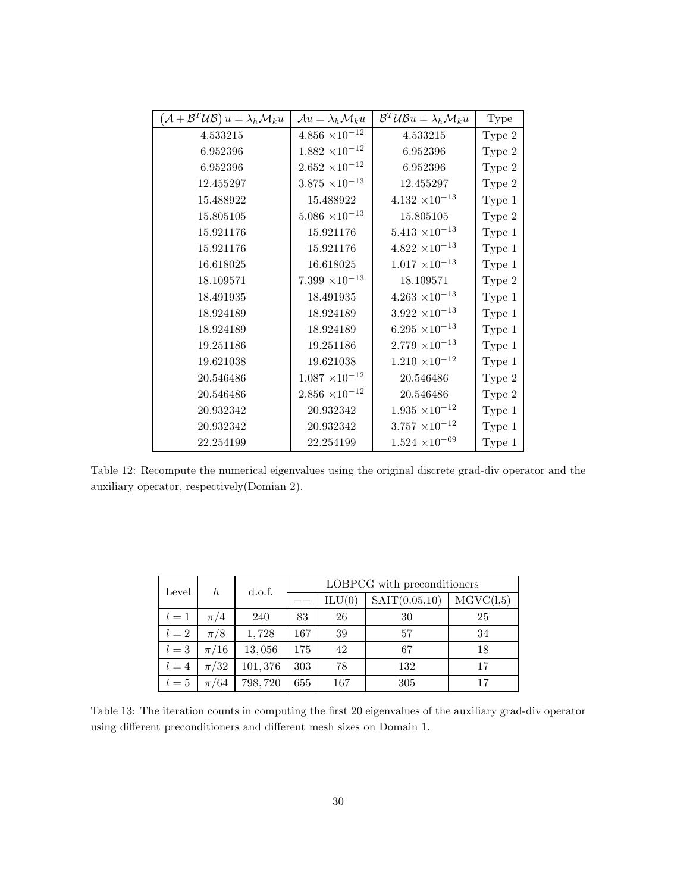| $\left(\mathcal{A}+\mathcal{B}^T\mathcal{U}\mathcal{B}\right)u=\lambda_h\mathcal{M}_k u$ | $\mathcal{A}u=\lambda_h\mathcal{M}_k u$ | $\mathcal{B}^T\mathcal{U}\mathcal{B}u=\lambda_h\mathcal{M}_k u$ | Type |
|---|---|---|---|
| 4.533215 | $4.856\times10^{-12}$ | 4.533215 | Type 2 |
| 6.952396 | $1.882\times10^{-12}$ | 6.952396 | Type 2 |
| 6.952396 | $2.652\times10^{-12}$ | 6.952396 | Type 2 |
| 12.455297 | $3.875\times10^{-13}$ | 12.455297 | Type 2 |
| 15.488922 | 15.488922 | $4.132\times10^{-13}$ | Type 1 |
| 15.805105 | $5.086\times10^{-13}$ | 15.805105 | Type 2 |
| 15.921176 | 15.921176 | $5.413\times10^{-13}$ | Type 1 |
| 15.921176 | 15.921176 | $4.822\times10^{-13}$ | Type 1 |
| 16.618025 | 16.618025 | $1.017\times10^{-13}$ | Type 1 |
| 18.109571 | $7.399\times10^{-13}$ | 18.109571 | Type 2 |
| 18.491935 | 18.491935 | $4.263\times10^{-13}$ | Type 1 |
| 18.924189 | 18.924189 | $3.922\times10^{-13}$ | Type 1 |
| 18.924189 | 18.924189 | $6.295\times10^{-13}$ | Type 1 |
| 19.251186 | 19.251186 | $2.779\times10^{-13}$ | Type 1 |
| 19.621038 | 19.621038 | $1.210\times10^{-12}$ | Type 1 |
| 20.546486 | $1.087\times10^{-12}$ | 20.546486 | Type 2 |
| 20.546486 | $2.856\times10^{-12}$ | 20.546486 | Type 2 |
| 20.932342 | 20.932342 | $1.935\times10^{-12}$ | Type 1 |
| 20.932342 | 20.932342 | $3.757\times10^{-12}$ | Type 1 |
| 22.254199 | 22.254199 | $1.524\times10^{-09}$ | Type 1 |

Table 12: Recompute the numerical eigenvalues using the original discrete grad-div operator and the auxiliary operator, respectively(Domian 2).

| Level | $h$ | d.o.f. | LOBPCG with preconditioners | | | |
|---|---|---|---|---|---|---|
| | | | $--$ | ILU(0) | SAIT(0.05,10) | MGVC(1,5) |
| $l=1$ | $\pi/4$ | 240 | 83 | 26 | 30 | 25 |
| $l=2$ | $\pi/8$ | 1,728 | 167 | 39 | 57 | 34 |
| $l=3$ | $\pi/16$ | 13,056 | 175 | 42 | 67 | 18 |
| $l=4$ | $\pi/32$ | 101,376 | 303 | 78 | 132 | 17 |
| $l=5$ | $\pi/64$ | 798,720 | 655 | 167 | 305 | 17 |

Table 13: The iteration counts in computing the first 20 eigenvalues of the auxiliary grad-div operator using different preconditioners and different mesh sizes on Domain 1.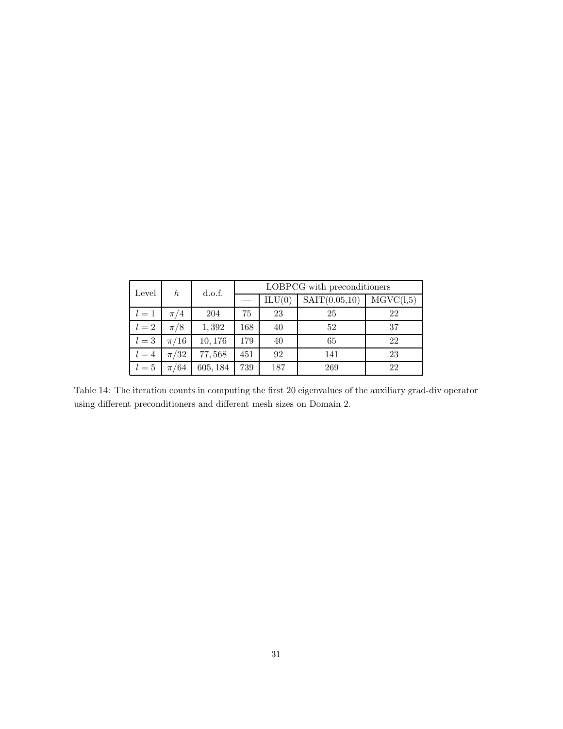| Level | $h$ | d.o.f. | LOBPCG with preconditioners | | | |
|---|---|---|---|---|---|---|
| | | | — | ILU(0) | SAIT(0.05,10) | MGVC(1,5) |
| $l=1$ | $\pi/4$ | $204$ | 75 | 23 | 25 | 22 |
| $l=2$ | $\pi/8$ | $1,392$ | 168 | 40 | 52 | 37 |
| $l=3$ | $\pi/16$ | $10,176$ | 179 | 40 | 65 | 22 |
| $l=4$ | $\pi/32$ | $77,568$ | 451 | 92 | 141 | 23 |
| $l=5$ | $\pi/64$ | $605,184$ | 739 | 187 | 269 | 22 |

Table 14: The iteration counts in computing the first 20 eigenvalues of the auxiliary grad-div operator using different preconditioners and different mesh sizes on Domain 2.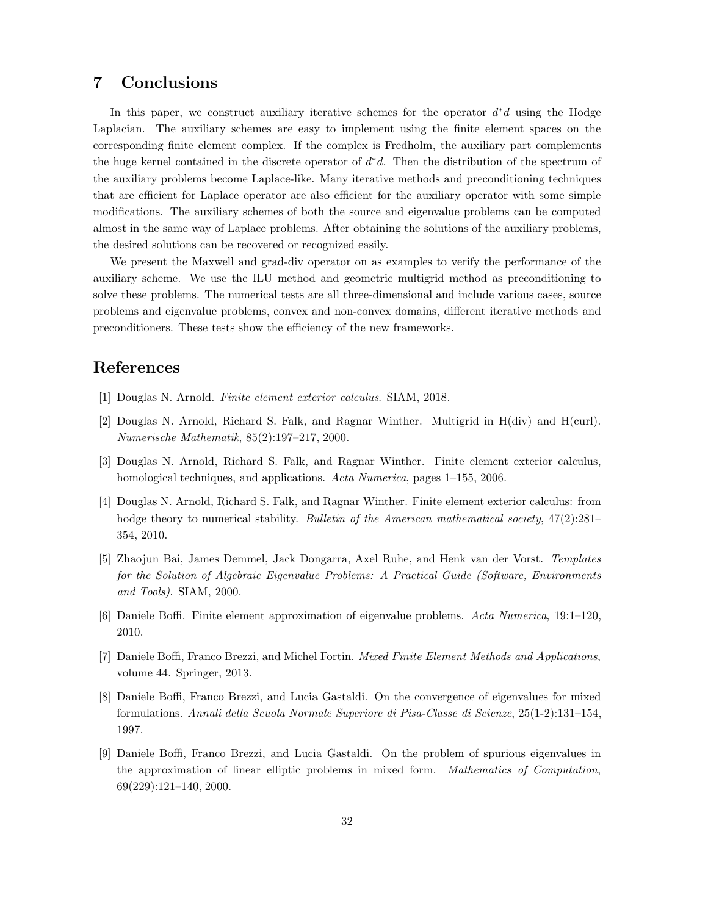## 7 Conclusions

In this paper, we construct auxiliary iterative schemes for the operator $d^*d$ using the Hodge Laplacian. The auxiliary schemes are easy to implement using the finite element spaces on the corresponding finite element complex. If the complex is Fredholm, the auxiliary part complements the huge kernel contained in the discrete operator of $d^*d$. Then the distribution of the spectrum of the auxiliary problems become Laplace-like. Many iterative methods and preconditioning techniques that are efficient for Laplace operator are also efficient for the auxiliary operator with some simple modifications. The auxiliary schemes of both the source and eigenvalue problems can be computed almost in the same way of Laplace problems. After obtaining the solutions of the auxiliary problems, the desired solutions can be recovered or recognized easily.

We present the Maxwell and grad-div operator on as examples to verify the performance of the auxiliary scheme. We use the ILU method and geometric multigrid method as preconditioning to solve these problems. The numerical tests are all three-dimensional and include various cases, source problems and eigenvalue problems, convex and non-convex domains, different iterative methods and preconditioners. These tests show the efficiency of the new frameworks.

## References

[1] Douglas N. Arnold. *Finite element exterior calculus*. SIAM, 2018.

[2] Douglas N. Arnold, Richard S. Falk, and Ragnar Winther. Multigrid in H(div) and H(curl). *Numerische Mathematik*, 85(2):197–217, 2000.

[3] Douglas N. Arnold, Richard S. Falk, and Ragnar Winther. Finite element exterior calculus, homological techniques, and applications. *Acta Numerica*, pages 1–155, 2006.

[4] Douglas N. Arnold, Richard S. Falk, and Ragnar Winther. Finite element exterior calculus: from hodge theory to numerical stability. *Bulletin of the American mathematical society*, 47(2):281–354, 2010.

[5] Zhaojun Bai, James Demmel, Jack Dongarra, Axel Ruhe, and Henk van der Vorst. *Templates for the Solution of Algebraic Eigenvalue Problems: A Practical Guide (Software, Environments and Tools)*. SIAM, 2000.

[6] Daniele Boffi. Finite element approximation of eigenvalue problems. *Acta Numerica*, 19:1–120, 2010.

[7] Daniele Boffi, Franco Brezzi, and Michel Fortin. *Mixed Finite Element Methods and Applications*, volume 44. Springer, 2013.

[8] Daniele Boffi, Franco Brezzi, and Lucia Gastaldi. On the convergence of eigenvalues for mixed formulations. *Annali della Scuola Normale Superiore di Pisa-Classe di Scienze*, 25(1-2):131–154, 1997.

[9] Daniele Boffi, Franco Brezzi, and Lucia Gastaldi. On the problem of spurious eigenvalues in the approximation of linear elliptic problems in mixed form. *Mathematics of Computation*, 69(229):121–140, 2000.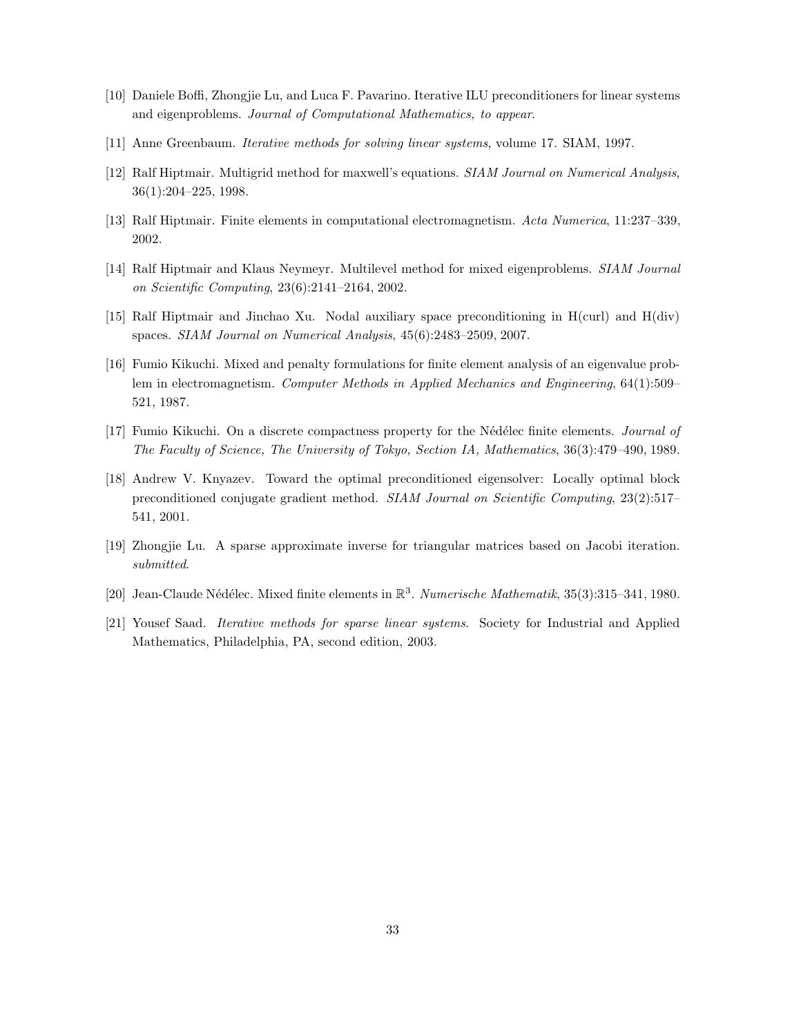[10] Daniele Boffi, Zhongjie Lu, and Luca F. Pavarino. Iterative ILU preconditioners for linear systems and eigenproblems. *Journal of Computational Mathematics, to appear*.

[11] Anne Greenbaum. *Iterative methods for solving linear systems*, volume 17. SIAM, 1997.

[12] Ralf Hiptmair. Multigrid method for maxwell's equations. *SIAM Journal on Numerical Analysis*, 36(1):204–225, 1998.

[13] Ralf Hiptmair. Finite elements in computational electromagnetism. *Acta Numerica*, 11:237–339, 2002.

[14] Ralf Hiptmair and Klaus Neymeyr. Multilevel method for mixed eigenproblems. *SIAM Journal on Scientific Computing*, 23(6):2141–2164, 2002.

[15] Ralf Hiptmair and Jinchao Xu. Nodal auxiliary space preconditioning in H(curl) and H(div) spaces. *SIAM Journal on Numerical Analysis*, 45(6):2483–2509, 2007.

[16] Fumio Kikuchi. Mixed and penalty formulations for finite element analysis of an eigenvalue problem in electromagnetism. *Computer Methods in Applied Mechanics and Engineering*, 64(1):509–521, 1987.

[17] Fumio Kikuchi. On a discrete compactness property for the Nédélec finite elements. *Journal of The Faculty of Science, The University of Tokyo, Section IA, Mathematics*, 36(3):479–490, 1989.

[18] Andrew V. Knyazev. Toward the optimal preconditioned eigensolver: Locally optimal block preconditioned conjugate gradient method. *SIAM Journal on Scientific Computing*, 23(2):517–541, 2001.

[19] Zhongjie Lu. A sparse approximate inverse for triangular matrices based on Jacobi iteration. *submitted*.

[20] Jean-Claude Nédélec. Mixed finite elements in $\mathbb{R}^3$. *Numerische Mathematik*, 35(3):315–341, 1980.

[21] Yousef Saad. *Iterative methods for sparse linear systems*. Society for Industrial and Applied Mathematics, Philadelphia, PA, second edition, 2003.